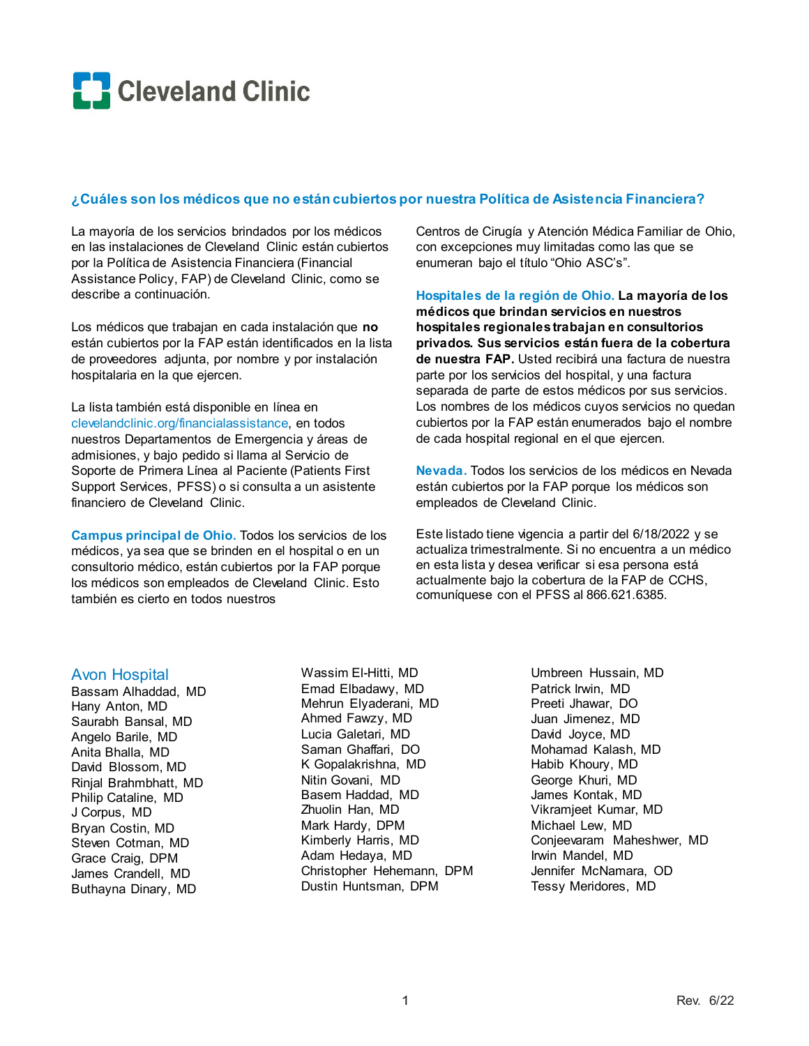# Cleveland Clinic

## ¿Cuáles son los médicos que no están cubiertos por nuestra Política de Asistencia Financiera?

La mayoría de los servicios brindados por los médicos en las instalaciones de Cleveland Clinic están cubiertos por la Política de Asistencia Financiera (Financial Assistance Policy, FAP) de Cleveland Clinic, como se describe a continuación.

Los médicos que trabajan en cada instalación que **no** están cubiertos por la FAP están identificados en la lista de proveedores adjunta, por nombre y por instalación hospitalaria en la que ejercen.

La lista también está disponible en línea en clevelandclinic.org/financialassistance, en todos nuestros Departamentos de Emergencia y áreas de admisiones, y bajo pedido si llama al Servicio de Soporte de Primera Línea al Paciente (Patients First Support Services, PFSS) o si consulta a un asistente financiero de Cleveland Clinic.

**Campus principal de Ohio.** Todos los servicios de los médicos, ya sea que se brinden en el hospital o en un consultorio médico, están cubiertos por la FAP porque los médicos son empleados de Cleveland Clinic. Esto también es cierto en todos nuestros Centros de Cirugía y Atención Médica Familiar de Ohio, con excepciones muy limitadas como las que se enumeran bajo el título "Ohio ASC's".

**Hospitales de la región de Ohio. La mayoría de los médicos que brindan servicios en nuestros hospitales regionales trabajan en consultorios privados. Sus servicios están fuera de la cobertura de nuestra FAP.** Usted recibirá una factura de nuestra parte por los servicios del hospital, y una factura separada de parte de estos médicos por sus servicios. Los nombres de los médicos cuyos servicios no quedan cubiertos por la FAP están enumerados bajo el nombre de cada hospital regional en el que ejercen.

**Nevada.** Todos los servicios de los médicos en Nevada están cubiertos por la FAP porque los médicos son empleados de Cleveland Clinic.

Este listado tiene vigencia a partir del 6/18/2022 y se actualiza trimestralmente. Si no encuentra a un médico en esta lista y desea verificar si esa persona está actualmente bajo la cobertura de la FAP de CCHS, comuníquese con el PFSS al 866.621.6385.

## Avon Hospital

Bassam Alhaddad, MD
Hany Anton, MD
Saurabh Bansal, MD
Angelo Barile, MD
Anita Bhalla, MD
David Blossom, MD
Rinjal Brahmbhatt, MD
Philip Cataline, MD
J Corpus, MD
Bryan Costin, MD
Steven Cotman, MD
Grace Craig, DPM
James Crandell, MD
Buthayna Dinary, MD
Wassim El-Hitti, MD
Emad Elbadawy, MD
Mehrun Elyaderani, MD
Ahmed Fawzy, MD
Lucia Galetari, MD
Saman Ghaffari, DO
K Gopalakrishna, MD
Nitin Govani, MD
Basem Haddad, MD
Zhuolin Han, MD
Mark Hardy, DPM
Kimberly Harris, MD
Adam Hedaya, MD
Christopher Hehemann, DPM
Dustin Huntsman, DPM
Umbreen Hussain, MD
Patrick Irwin, MD
Preeti Jhawar, DO
Juan Jimenez, MD
David Joyce, MD
Mohamad Kalash, MD
Habib Khoury, MD
George Khuri, MD
James Kontak, MD
Vikramjeet Kumar, MD
Michael Lew, MD
Conjeevaram Maheshwer, MD
Irwin Mandel, MD
Jennifer McNamara, OD
Tessy Meridores, MD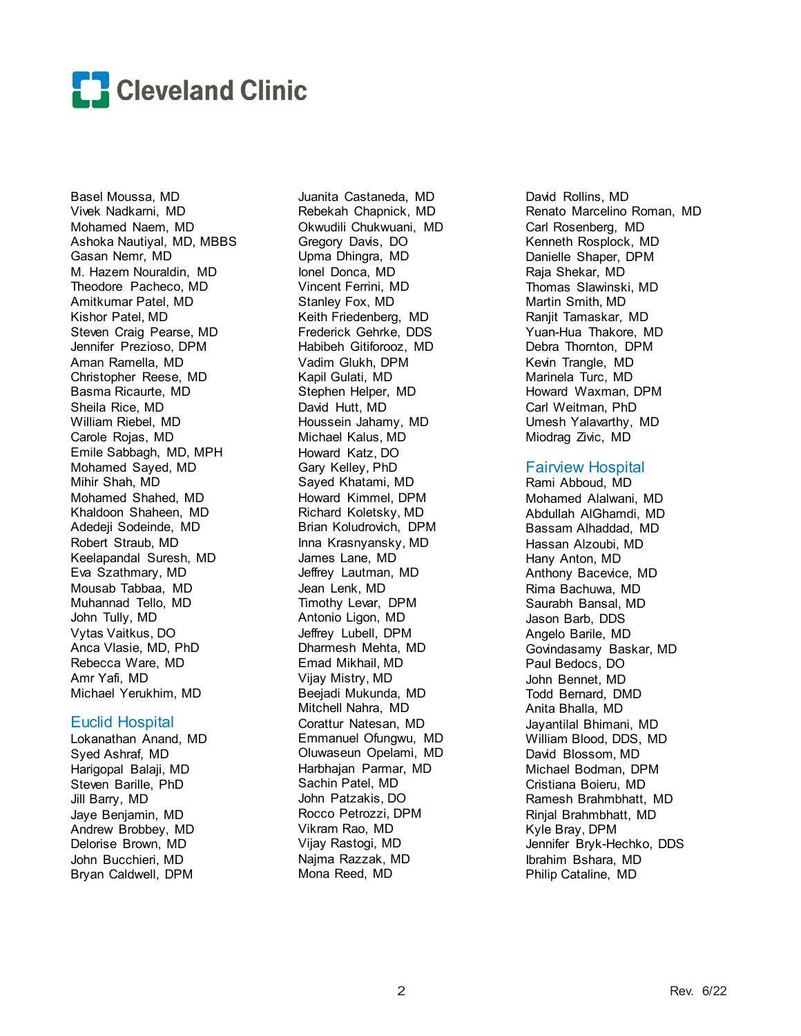Basel Moussa, MD
Vivek Nadkarni, MD
Mohamed Naem, MD
Ashoka Nautiyal, MD, MBBS
Gasan Nemr, MD
M. Hazem Nouraldin, MD
Theodore Pacheco, MD
Amitkumar Patel, MD
Kishor Patel, MD
Steven Craig Pearse, MD
Jennifer Prezioso, DPM
Aman Ramella, MD
Christopher Reese, MD
Basma Ricaurte, MD
Sheila Rice, MD
William Riebel, MD
Carole Rojas, MD
Emile Sabbagh, MD, MPH
Mohamed Sayed, MD
Mihir Shah, MD
Mohamed Shahed, MD
Khaldoon Shaheen, MD
Adedeji Sodeinde, MD
Robert Straub, MD
Keelapandal Suresh, MD
Eva Szathmary, MD
Mousab Tabbaa, MD
Muhannad Tello, MD
John Tully, MD
Vytas Vaitkus, DO
Anca Vlasie, MD, PhD
Rebecca Ware, MD
Amr Yafi, MD
Michael Yerukhim, MD

## Euclid Hospital

Lokanathan Anand, MD
Syed Ashraf, MD
Harigopal Balaji, MD
Steven Barille, PhD
Jill Barry, MD
Jaye Benjamin, MD
Andrew Brobbey, MD
Delorise Brown, MD
John Bucchieri, MD
Bryan Caldwell, DPM
Juanita Castaneda, MD
Rebekah Chapnick, MD
Okwudili Chukwuani, MD
Gregory Davis, DO
Upma Dhingra, MD
Ionel Donca, MD
Vincent Ferrini, MD
Stanley Fox, MD
Keith Friedenberg, MD
Frederick Gehrke, DDS
Habibeh Gitiforooz, MD
Vadim Glukh, DPM
Kapil Gulati, MD
Stephen Helper, MD
David Hutt, MD
Houssein Jahamy, MD
Michael Kalus, MD
Howard Katz, DO
Gary Kelley, PhD
Sayed Khatami, MD
Howard Kimmel, DPM
Richard Koletsky, MD
Brian Koludrovich, DPM
Inna Krasnyansky, MD
James Lane, MD
Jeffrey Lautman, MD
Jean Lenk, MD
Timothy Levar, DPM
Antonio Ligon, MD
Jeffrey Lubell, DPM
Dharmesh Mehta, MD
Emad Mikhail, MD
Vijay Mistry, MD
Beejadi Mukunda, MD
Mitchell Nahra, MD
Corattur Natesan, MD
Emmanuel Ofungwu, MD
Oluwaseun Opelami, MD
Harbhajan Parmar, MD
Sachin Patel, MD
John Patzakis, DO
Rocco Petrozzi, DPM
Vikram Rao, MD
Vijay Rastogi, MD
Najma Razzak, MD
Mona Reed, MD
David Rollins, MD
Renato Marcelino Roman, MD
Carl Rosenberg, MD
Kenneth Rosplock, MD
Danielle Shaper, DPM
Raja Shekar, MD
Thomas Slawinski, MD
Martin Smith, MD
Ranjit Tamaskar, MD
Yuan-Hua Thakore, MD
Debra Thornton, DPM
Kevin Trangle, MD
Marinela Turc, MD
Howard Waxman, DPM
Carl Weitman, PhD
Umesh Yalavarthy, MD
Miodrag Zivic, MD

## Fairview Hospital

Rami Abboud, MD
Mohamed Alalwani, MD
Abdullah AlGhamdi, MD
Bassam Alhaddad, MD
Hassan Alzoubi, MD
Hany Anton, MD
Anthony Bacevice, MD
Rima Bachuwa, MD
Saurabh Bansal, MD
Jason Barb, DDS
Angelo Barile, MD
Govindasamy Baskar, MD
Paul Bedocs, DO
John Bennet, MD
Todd Bernard, DMD
Anita Bhalla, MD
Jayantilal Bhimani, MD
William Blood, DDS, MD
David Blossom, MD
Michael Bodman, DPM
Cristiana Boieru, MD
Ramesh Brahmbhatt, MD
Rinjal Brahmbhatt, MD
Kyle Bray, DPM
Jennifer Bryk-Hechko, DDS
Ibrahim Bshara, MD
Philip Cataline, MD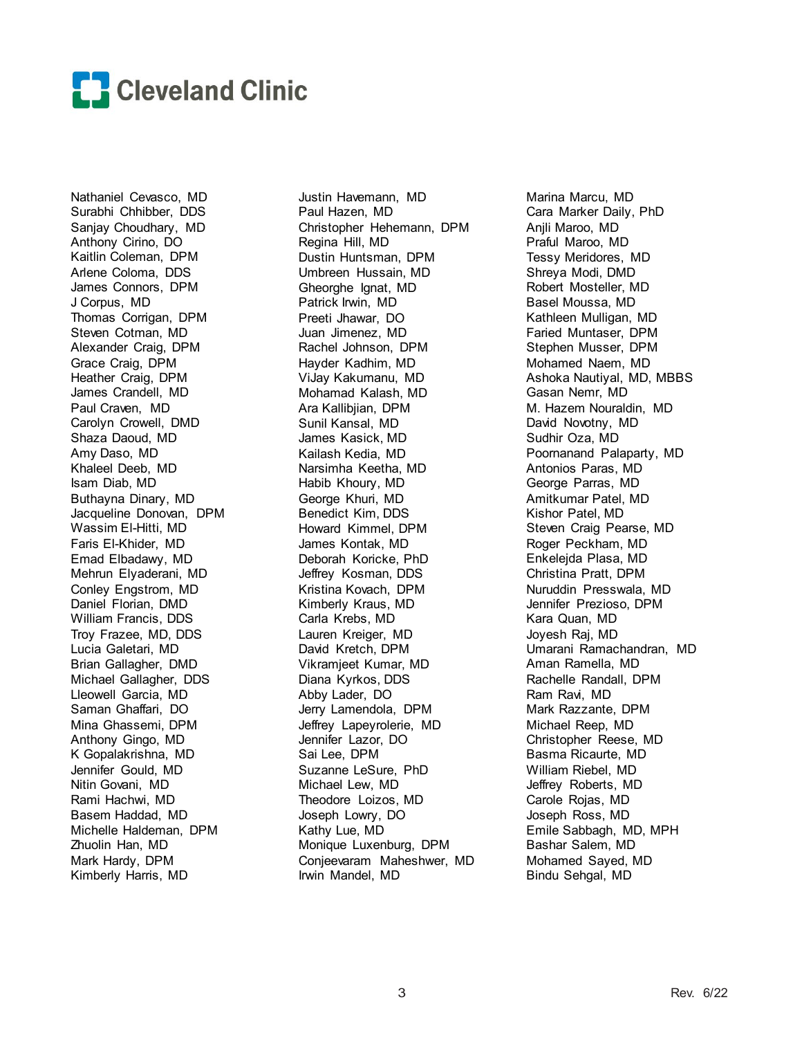Cleveland Clinic

Nathaniel Cevasco, MD
Surabhi Chhibber, DDS
Sanjay Choudhary, MD
Anthony Cirino, DO
Kaitlin Coleman, DPM
Arlene Coloma, DDS
James Connors, DPM
J Corpus, MD
Thomas Corrigan, DPM
Steven Cotman, MD
Alexander Craig, DPM
Grace Craig, DPM
Heather Craig, DPM
James Crandell, MD
Paul Craven, MD
Carolyn Crowell, DMD
Shaza Daoud, MD
Amy Daso, MD
Khaleel Deeb, MD
Isam Diab, MD
Buthayna Dinary, MD
Jacqueline Donovan, DPM
Wassim El-Hitti, MD
Faris El-Khider, MD
Emad Elbadawy, MD
Mehrun Elyaderani, MD
Conley Engstrom, MD
Daniel Florian, DMD
William Francis, DDS
Troy Frazee, MD, DDS
Lucia Galetari, MD
Brian Gallagher, DMD
Michael Gallagher, DDS
Lleowell Garcia, MD
Saman Ghaffari, DO
Mina Ghassemi, DPM
Anthony Gingo, MD
K Gopalakrishna, MD
Jennifer Gould, MD
Nitin Govani, MD
Rami Hachwi, MD
Basem Haddad, MD
Michelle Haldeman, DPM
Zhuolin Han, MD
Mark Hardy, DPM
Kimberly Harris, MD
Justin Havemann, MD
Paul Hazen, MD
Christopher Hehemann, DPM
Regina Hill, MD
Dustin Huntsman, DPM
Umbreen Hussain, MD
Gheorghe Ignat, MD
Patrick Irwin, MD
Preeti Jhawar, DO
Juan Jimenez, MD
Rachel Johnson, DPM
Hayder Kadhim, MD
ViJay Kakumanu, MD
Mohamad Kalash, MD
Ara Kallibjian, DPM
Sunil Kansal, MD
James Kasick, MD
Kailash Kedia, MD
Narsimha Keetha, MD
Habib Khoury, MD
George Khuri, MD
Benedict Kim, DDS
Howard Kimmel, DPM
James Kontak, MD
Deborah Koricke, PhD
Jeffrey Kosman, DDS
Kristina Kovach, DPM
Kimberly Kraus, MD
Carla Krebs, MD
Lauren Kreiger, MD
David Kretch, DPM
Vikramjeet Kumar, MD
Diana Kyrkos, DDS
Abby Lader, DO
Jerry Lamendola, DPM
Jeffrey Lapeyrolerie, MD
Jennifer Lazor, DO
Sai Lee, DPM
Suzanne LeSure, PhD
Michael Lew, MD
Theodore Loizos, MD
Joseph Lowry, DO
Kathy Lue, MD
Monique Luxenburg, DPM
Conjeevaram Maheshwer, MD
Irwin Mandel, MD
Marina Marcu, MD
Cara Marker Daily, PhD
Anjli Maroo, MD
Praful Maroo, MD
Tessy Meridores, MD
Shreya Modi, DMD
Robert Mosteller, MD
Basel Moussa, MD
Kathleen Mulligan, MD
Faried Muntaser, DPM
Stephen Musser, DPM
Mohamed Naem, MD
Ashoka Nautiyal, MD, MBBS
Gasan Nemr, MD
M. Hazem Nouraldin, MD
David Novotny, MD
Sudhir Oza, MD
Poornanand Palaparty, MD
Antonios Paras, MD
George Parras, MD
Amitkumar Patel, MD
Kishor Patel, MD
Steven Craig Pearse, MD
Roger Peckham, MD
Enkelejda Plasa, MD
Christina Pratt, DPM
Nuruddin Presswala, MD
Jennifer Prezioso, DPM
Kara Quan, MD
Joyesh Raj, MD
Umarani Ramachandran, MD
Aman Ramella, MD
Rachelle Randall, DPM
Ram Ravi, MD
Mark Razzante, DPM
Michael Reep, MD
Christopher Reese, MD
Basma Ricaurte, MD
William Riebel, MD
Jeffrey Roberts, MD
Carole Rojas, MD
Joseph Ross, MD
Emile Sabbagh, MD, MPH
Bashar Salem, MD
Mohamed Sayed, MD
Bindu Sehgal, MD

Rev. 6/22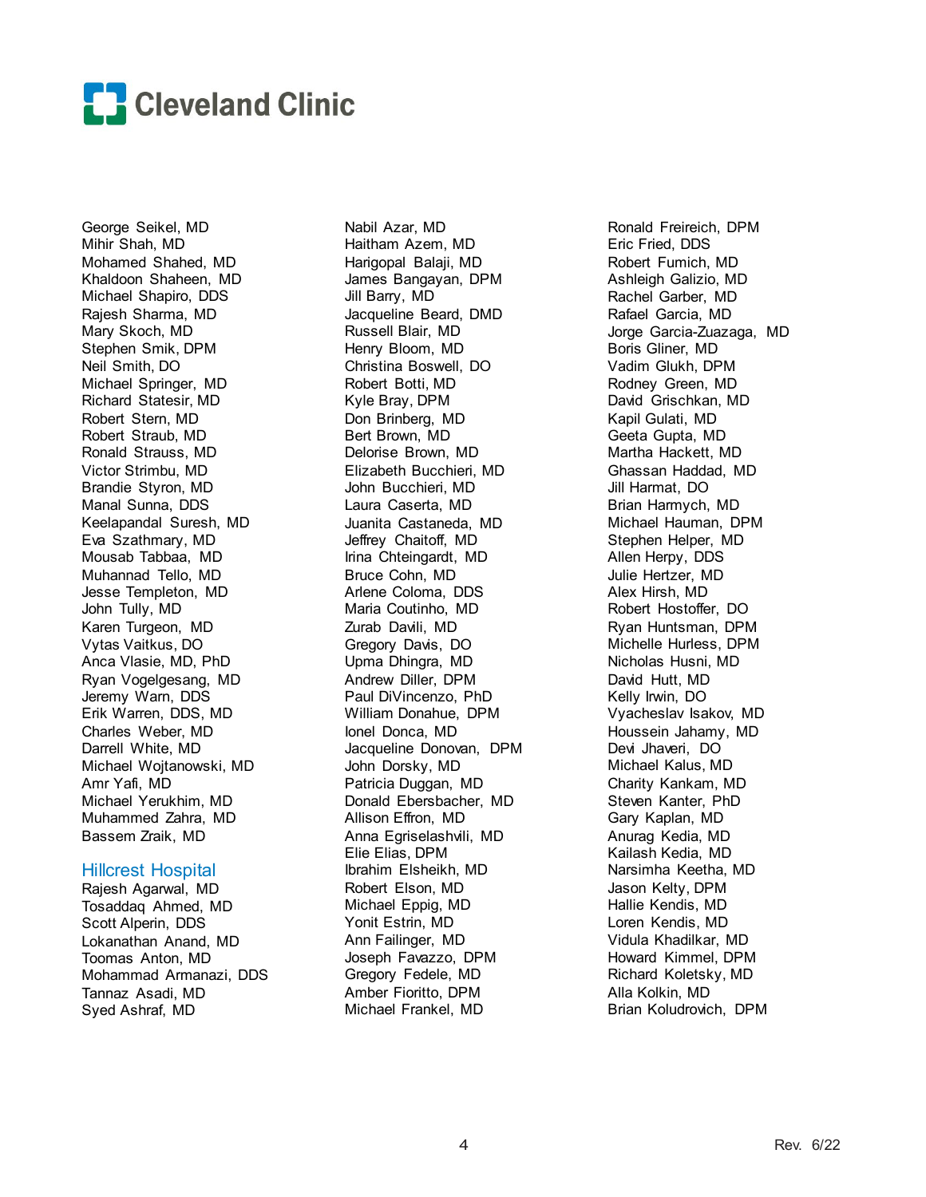George Seikel, MD
Mihir Shah, MD
Mohamed Shahed, MD
Khaldoon Shaheen, MD
Michael Shapiro, DDS
Rajesh Sharma, MD
Mary Skoch, MD
Stephen Smik, DPM
Neil Smith, DO
Michael Springer, MD
Richard Statesir, MD
Robert Stern, MD
Robert Straub, MD
Ronald Strauss, MD
Victor Strimbu, MD
Brandie Styron, MD
Manal Sunna, DDS
Keelapandal Suresh, MD
Eva Szathmary, MD
Mousab Tabbaa, MD
Muhannad Tello, MD
Jesse Templeton, MD
John Tully, MD
Karen Turgeon, MD
Vytas Vaitkus, DO
Anca Vlasie, MD, PhD
Ryan Vogelgesang, MD
Jeremy Warn, DDS
Erik Warren, DDS, MD
Charles Weber, MD
Darrell White, MD
Michael Wojtanowski, MD
Amr Yafi, MD
Michael Yerukhim, MD
Muhammed Zahra, MD
Bassem Zraik, MD

## Hillcrest Hospital

Rajesh Agarwal, MD
Tosaddaq Ahmed, MD
Scott Alperin, DDS
Lokanathan Anand, MD
Toomas Anton, MD
Mohammad Armanazi, DDS
Tannaz Asadi, MD
Syed Ashraf, MD
Nabil Azar, MD
Haitham Azem, MD
Harigopal Balaji, MD
James Bangayan, DPM
Jill Barry, MD
Jacqueline Beard, DMD
Russell Blair, MD
Henry Bloom, MD
Christina Boswell, DO
Robert Botti, MD
Kyle Bray, DPM
Don Brinberg, MD
Bert Brown, MD
Delorise Brown, MD
Elizabeth Bucchieri, MD
John Bucchieri, MD
Laura Caserta, MD
Juanita Castaneda, MD
Jeffrey Chaitoff, MD
Irina Chteingardt, MD
Bruce Cohn, MD
Arlene Coloma, DDS
Maria Coutinho, MD
Zurab Davili, MD
Gregory Davis, DO
Upma Dhingra, MD
Andrew Diller, DPM
Paul DiVincenzo, PhD
William Donahue, DPM
Ionel Donca, MD
Jacqueline Donovan, DPM
John Dorsky, MD
Patricia Duggan, MD
Donald Ebersbacher, MD
Allison Effron, MD
Anna Egriselashvili, MD
Elie Elias, DPM
Ibrahim Elsheikh, MD
Robert Elson, MD
Michael Eppig, MD
Yonit Estrin, MD
Ann Failinger, MD
Joseph Favazzo, DPM
Gregory Fedele, MD
Amber Fioritto, DPM
Michael Frankel, MD
Ronald Freireich, DPM
Eric Fried, DDS
Robert Fumich, MD
Ashleigh Galizio, MD
Rachel Garber, MD
Rafael Garcia, MD
Jorge Garcia-Zuazaga, MD
Boris Gliner, MD
Vadim Glukh, DPM
Rodney Green, MD
David Grischkan, MD
Kapil Gulati, MD
Geeta Gupta, MD
Martha Hackett, MD
Ghassan Haddad, MD
Jill Harmat, DO
Brian Harmych, MD
Michael Hauman, DPM
Stephen Helper, MD
Allen Herpy, DDS
Julie Hertzer, MD
Alex Hirsh, MD
Robert Hostoffer, DO
Ryan Huntsman, DPM
Michelle Hurless, DPM
Nicholas Husni, MD
David Hutt, MD
Kelly Irwin, DO
Vyacheslav Isakov, MD
Houssein Jahamy, MD
Devi Jhaveri, DO
Michael Kalus, MD
Charity Kankam, MD
Steven Kanter, PhD
Gary Kaplan, MD
Anurag Kedia, MD
Kailash Kedia, MD
Narsimha Keetha, MD
Jason Kelty, DPM
Hallie Kendis, MD
Loren Kendis, MD
Vidula Khadilkar, MD
Howard Kimmel, DPM
Richard Koletsky, MD
Alla Kolkin, MD
Brian Koludrovich, DPM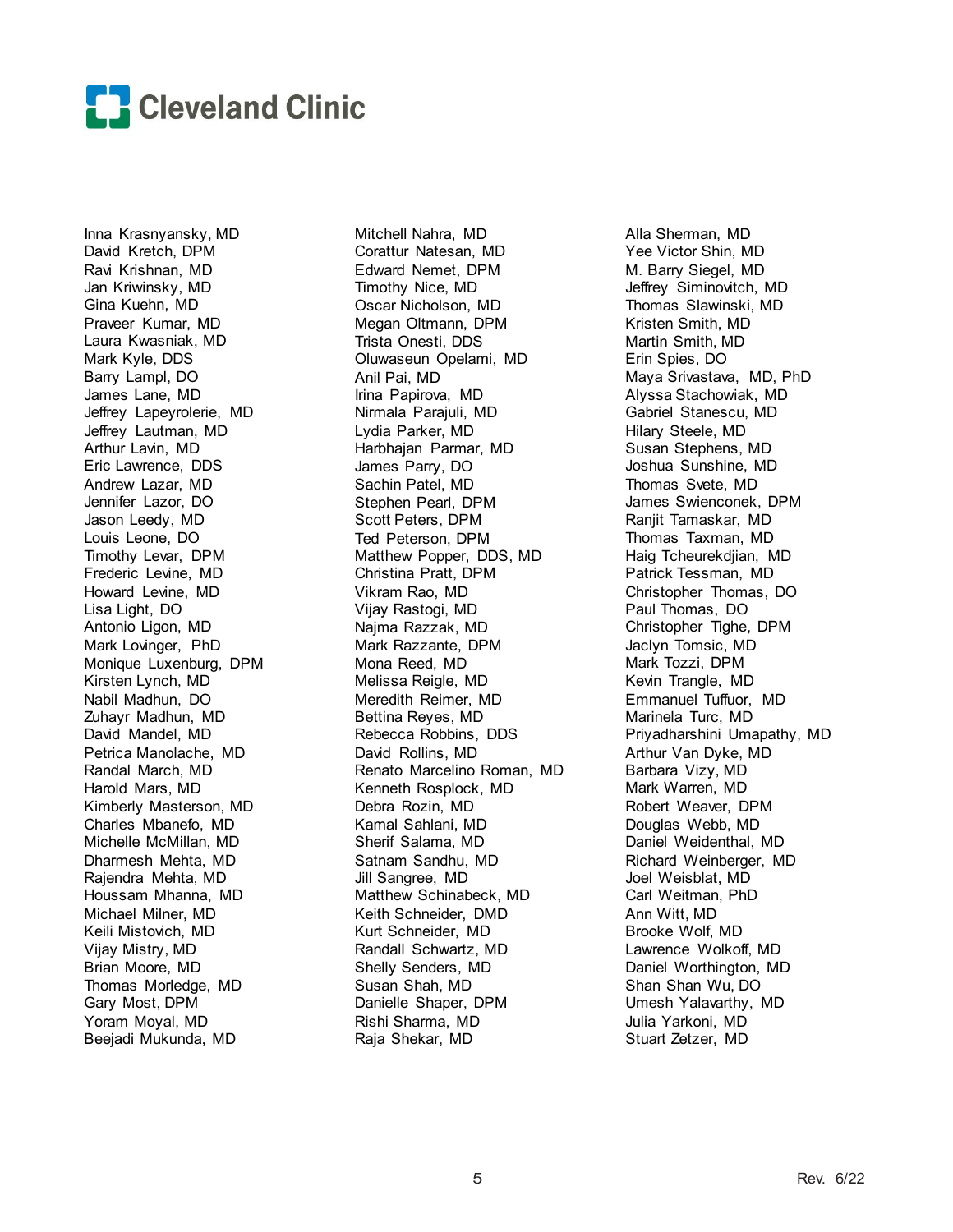Cleveland Clinic

Inna Krasnyansky, MD
David Kretch, DPM
Ravi Krishnan, MD
Jan Kriwinsky, MD
Gina Kuehn, MD
Praveer Kumar, MD
Laura Kwasniak, MD
Mark Kyle, DDS
Barry Lampl, DO
James Lane, MD
Jeffrey Lapeyrolerie, MD
Jeffrey Lautman, MD
Arthur Lavin, MD
Eric Lawrence, DDS
Andrew Lazar, MD
Jennifer Lazor, DO
Jason Leedy, MD
Louis Leone, DO
Timothy Levar, DPM
Frederic Levine, MD
Howard Levine, MD
Lisa Light, DO
Antonio Ligon, MD
Mark Lovinger, PhD
Monique Luxenburg, DPM
Kirsten Lynch, MD
Nabil Madhun, DO
Zuhayr Madhun, MD
David Mandel, MD
Petrica Manolache, MD
Randal March, MD
Harold Mars, MD
Kimberly Masterson, MD
Charles Mbanefo, MD
Michelle McMillan, MD
Dharmesh Mehta, MD
Rajendra Mehta, MD
Houssam Mhanna, MD
Michael Milner, MD
Keili Mistovich, MD
Vijay Mistry, MD
Brian Moore, MD
Thomas Morledge, MD
Gary Most, DPM
Yoram Moyal, MD
Beejadi Mukunda, MD
Mitchell Nahra, MD
Corattur Natesan, MD
Edward Nemet, DPM
Timothy Nice, MD
Oscar Nicholson, MD
Megan Oltmann, DPM
Trista Onesti, DDS
Oluwaseun Opelami, MD
Anil Pai, MD
Irina Papirova, MD
Nirmala Parajuli, MD
Lydia Parker, MD
Harbhajan Parmar, MD
James Parry, DO
Sachin Patel, MD
Stephen Pearl, DPM
Scott Peters, DPM
Ted Peterson, DPM
Matthew Popper, DDS, MD
Christina Pratt, DPM
Vikram Rao, MD
Vijay Rastogi, MD
Najma Razzak, MD
Mark Razzante, DPM
Mona Reed, MD
Melissa Reigle, MD
Meredith Reimer, MD
Bettina Reyes, MD
Rebecca Robbins, DDS
David Rollins, MD
Renato Marcelino Roman, MD
Kenneth Rosplock, MD
Debra Rozin, MD
Kamal Sahlani, MD
Sherif Salama, MD
Satnam Sandhu, MD
Jill Sangree, MD
Matthew Schinabeck, MD
Keith Schneider, DMD
Kurt Schneider, MD
Randall Schwartz, MD
Shelly Senders, MD
Susan Shah, MD
Danielle Shaper, DPM
Rishi Sharma, MD
Raja Shekar, MD
Alla Sherman, MD
Yee Victor Shin, MD
M. Barry Siegel, MD
Jeffrey Siminovitch, MD
Thomas Slawinski, MD
Kristen Smith, MD
Martin Smith, MD
Erin Spies, DO
Maya Srivastava, MD, PhD
Alyssa Stachowiak, MD
Gabriel Stanescu, MD
Hilary Steele, MD
Susan Stephens, MD
Joshua Sunshine, MD
Thomas Svete, MD
James Swienconek, DPM
Ranjit Tamaskar, MD
Thomas Taxman, MD
Haig Tcheurekdjian, MD
Patrick Tessman, MD
Christopher Thomas, DO
Paul Thomas, DO
Christopher Tighe, DPM
Jaclyn Tomsic, MD
Mark Tozzi, DPM
Kevin Trangle, MD
Emmanuel Tuffuor, MD
Marinela Turc, MD
Priyadharshini Umapathy, MD
Arthur Van Dyke, MD
Barbara Vizy, MD
Mark Warren, MD
Robert Weaver, DPM
Douglas Webb, MD
Daniel Weidenthal, MD
Richard Weinberger, MD
Joel Weisblat, MD
Carl Weitman, PhD
Ann Witt, MD
Brooke Wolf, MD
Lawrence Wolkoff, MD
Daniel Worthington, MD
Shan Shan Wu, DO
Umesh Yalavarthy, MD
Julia Yarkoni, MD
Stuart Zetzer, MD

Rev. 6/22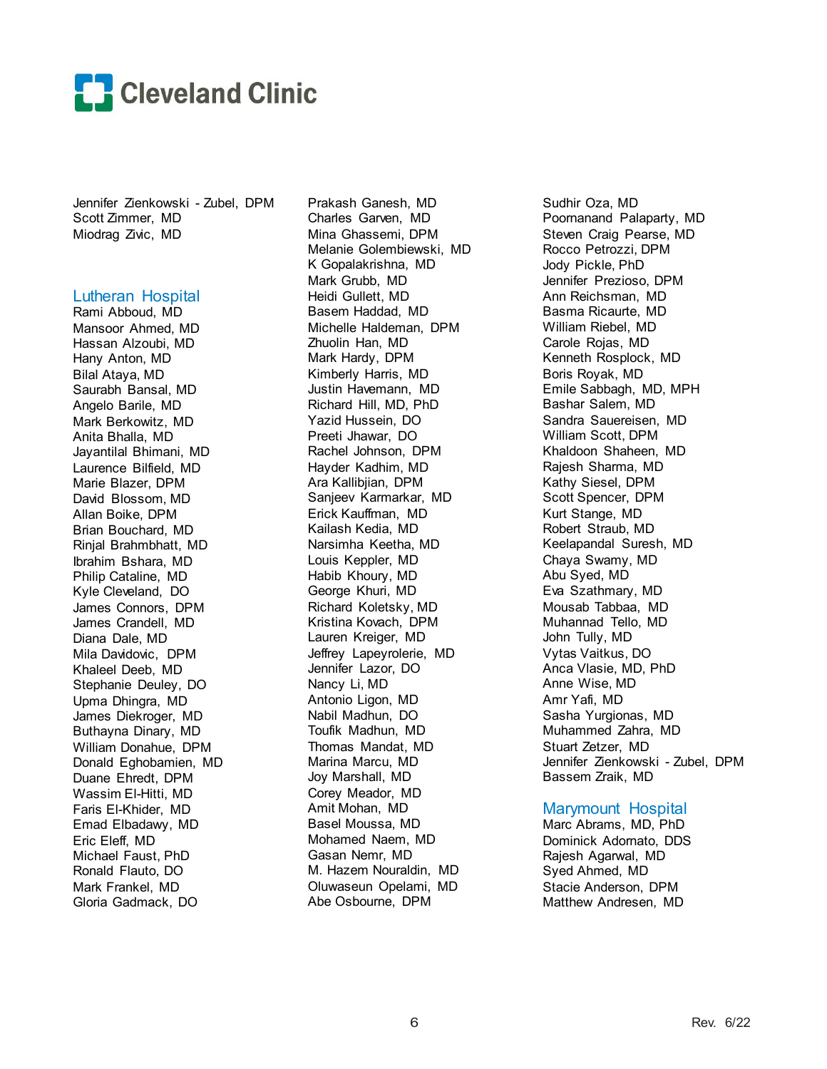Jennifer Zienkowski - Zubel, DPM
Scott Zimmer, MD
Miodrag Zivic, MD

## Lutheran Hospital

Rami Abboud, MD
Mansoor Ahmed, MD
Hassan Alzoubi, MD
Hany Anton, MD
Bilal Ataya, MD
Saurabh Bansal, MD
Angelo Barile, MD
Mark Berkowitz, MD
Anita Bhalla, MD
Jayantilal Bhimani, MD
Laurence Bilfield, MD
Marie Blazer, DPM
David Blossom, MD
Allan Boike, DPM
Brian Bouchard, MD
Rinjal Brahmbhatt, MD
Ibrahim Bshara, MD
Philip Cataline, MD
Kyle Cleveland, DO
James Connors, DPM
James Crandell, MD
Diana Dale, MD
Mila Davidovic, DPM
Khaleel Deeb, MD
Stephanie Deuley, DO
Upma Dhingra, MD
James Diekroger, MD
Buthayna Dinary, MD
William Donahue, DPM
Donald Eghobamien, MD
Duane Ehredt, DPM
Wassim El-Hitti, MD
Faris El-Khider, MD
Emad Elbadawy, MD
Eric Eleff, MD
Michael Faust, PhD
Ronald Flauto, DO
Mark Frankel, MD
Gloria Gadmack, DO
Prakash Ganesh, MD
Charles Garven, MD
Mina Ghassemi, DPM
Melanie Golembiewski, MD
K Gopalakrishna, MD
Mark Grubb, MD
Heidi Gullett, MD
Basem Haddad, MD
Michelle Haldeman, DPM
Zhuolin Han, MD
Mark Hardy, DPM
Kimberly Harris, MD
Justin Havemann, MD
Richard Hill, MD, PhD
Yazid Hussein, DO
Preeti Jhawar, DO
Rachel Johnson, DPM
Hayder Kadhim, MD
Ara Kallibjian, DPM
Sanjeev Karmarkar, MD
Erick Kauffman, MD
Kailash Kedia, MD
Narsimha Keetha, MD
Louis Keppler, MD
Habib Khoury, MD
George Khuri, MD
Richard Koletsky, MD
Kristina Kovach, DPM
Lauren Kreiger, MD
Jeffrey Lapeyrolerie, MD
Jennifer Lazor, DO
Nancy Li, MD
Antonio Ligon, MD
Nabil Madhun, DO
Toufik Madhun, MD
Thomas Mandat, MD
Marina Marcu, MD
Joy Marshall, MD
Corey Meador, MD
Amit Mohan, MD
Basel Moussa, MD
Mohamed Naem, MD
Gasan Nemr, MD
M. Hazem Nouraldin, MD
Oluwaseun Opelami, MD
Abe Osbourne, DPM
Sudhir Oza, MD
Poornanand Palaparty, MD
Steven Craig Pearse, MD
Rocco Petrozzi, DPM
Jody Pickle, PhD
Jennifer Prezioso, DPM
Ann Reichsman, MD
Basma Ricaurte, MD
William Riebel, MD
Carole Rojas, MD
Kenneth Rosplock, MD
Boris Royak, MD
Emile Sabbagh, MD, MPH
Bashar Salem, MD
Sandra Sauereisen, MD
William Scott, DPM
Khaldoon Shaheen, MD
Rajesh Sharma, MD
Kathy Siesel, DPM
Scott Spencer, DPM
Kurt Stange, MD
Robert Straub, MD
Keelapandal Suresh, MD
Chaya Swamy, MD
Abu Syed, MD
Eva Szathmary, MD
Mousab Tabbaa, MD
Muhannad Tello, MD
John Tully, MD
Vytas Vaitkus, DO
Anca Vlasie, MD, PhD
Anne Wise, MD
Amr Yafi, MD
Sasha Yurgionas, MD
Muhammed Zahra, MD
Stuart Zetzer, MD
Jennifer Zienkowski - Zubel, DPM
Bassem Zraik, MD

## Marymount Hospital

Marc Abrams, MD, PhD
Dominick Adornato, DDS
Rajesh Agarwal, MD
Syed Ahmed, MD
Stacie Anderson, DPM
Matthew Andresen, MD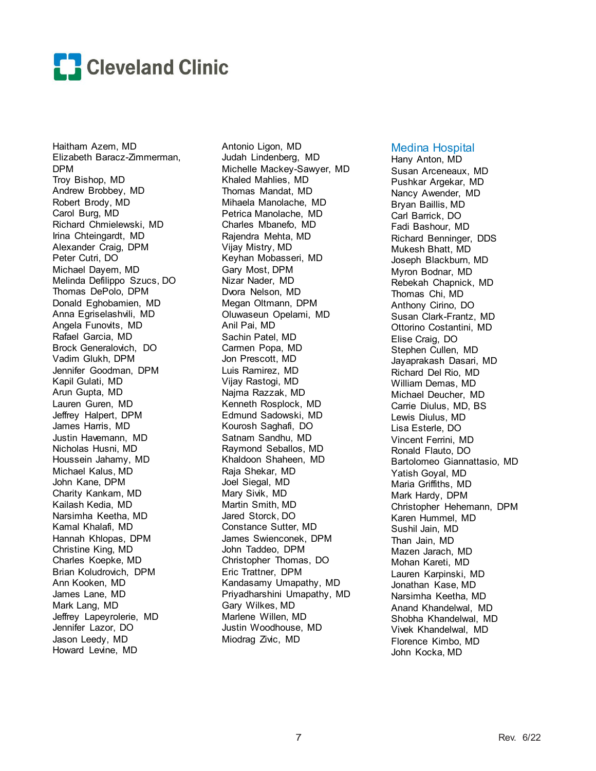Haitham Azem, MD
Elizabeth Baracz-Zimmerman, DPM
Troy Bishop, MD
Andrew Brobbey, MD
Robert Brody, MD
Carol Burg, MD
Richard Chmielewski, MD
Irina Chteingardt, MD
Alexander Craig, DPM
Peter Cutri, DO
Michael Dayem, MD
Melinda Defilippo Szucs, DO
Thomas DePolo, DPM
Donald Eghobamien, MD
Anna Egriselashvili, MD
Angela Funovits, MD
Rafael Garcia, MD
Brock Generalovich, DO
Vadim Glukh, DPM
Jennifer Goodman, DPM
Kapil Gulati, MD
Arun Gupta, MD
Lauren Guren, MD
Jeffrey Halpert, DPM
James Harris, MD
Justin Havemann, MD
Nicholas Husni, MD
Houssein Jahamy, MD
Michael Kalus, MD
John Kane, DPM
Charity Kankam, MD
Kailash Kedia, MD
Narsimha Keetha, MD
Kamal Khalafi, MD
Hannah Khlopas, DPM
Christine King, MD
Charles Koepke, MD
Brian Koludrovich, DPM
Ann Kooken, MD
James Lane, MD
Mark Lang, MD
Jeffrey Lapeyrolerie, MD
Jennifer Lazor, DO
Jason Leedy, MD
Howard Levine, MD
Antonio Ligon, MD
Judah Lindenberg, MD
Michelle Mackey-Sawyer, MD
Khaled Mahlies, MD
Thomas Mandat, MD
Mihaela Manolache, MD
Petrica Manolache, MD
Charles Mbanefo, MD
Rajendra Mehta, MD
Vijay Mistry, MD
Keyhan Mobasseri, MD
Gary Most, DPM
Nizar Nader, MD
Dvora Nelson, MD
Megan Oltmann, DPM
Oluwaseun Opelami, MD
Anil Pai, MD
Sachin Patel, MD
Carmen Popa, MD
Jon Prescott, MD
Luis Ramirez, MD
Vijay Rastogi, MD
Najma Razzak, MD
Kenneth Rosplock, MD
Edmund Sadowski, MD
Kourosh Saghafi, DO
Satnam Sandhu, MD
Raymond Seballos, MD
Khaldoon Shaheen, MD
Raja Shekar, MD
Joel Siegal, MD
Mary Sivik, MD
Martin Smith, MD
Jared Storck, DO
Constance Sutter, MD
James Swienconek, DPM
John Taddeo, DPM
Christopher Thomas, DO
Eric Trattner, DPM
Kandasamy Umapathy, MD
Priyadharshini Umapathy, MD
Gary Wilkes, MD
Marlene Willen, MD
Justin Woodhouse, MD
Miodrag Zivic, MD

## Medina Hospital

Hany Anton, MD
Susan Arceneaux, MD
Pushkar Argekar, MD
Nancy Awender, MD
Bryan Baillis, MD
Carl Barrick, DO
Fadi Bashour, MD
Richard Benninger, DDS
Mukesh Bhatt, MD
Joseph Blackburn, MD
Myron Bodnar, MD
Rebekah Chapnick, MD
Thomas Chi, MD
Anthony Cirino, DO
Susan Clark-Frantz, MD
Ottorino Costantini, MD
Elise Craig, DO
Stephen Cullen, MD
Jayaprakash Dasari, MD
Richard Del Rio, MD
William Demas, MD
Michael Deucher, MD
Carrie Diulus, MD, BS
Lewis Diulus, MD
Lisa Esterle, DO
Vincent Ferrini, MD
Ronald Flauto, DO
Bartolomeo Giannattasio, MD
Yatish Goyal, MD
Maria Griffiths, MD
Mark Hardy, DPM
Christopher Hehemann, DPM
Karen Hummel, MD
Sushil Jain, MD
Than Jain, MD
Mazen Jarach, MD
Mohan Kareti, MD
Lauren Karpinski, MD
Jonathan Kase, MD
Narsimha Keetha, MD
Anand Khandelwal, MD
Shobha Khandelwal, MD
Vivek Khandelwal, MD
Florence Kimbo, MD
John Kocka, MD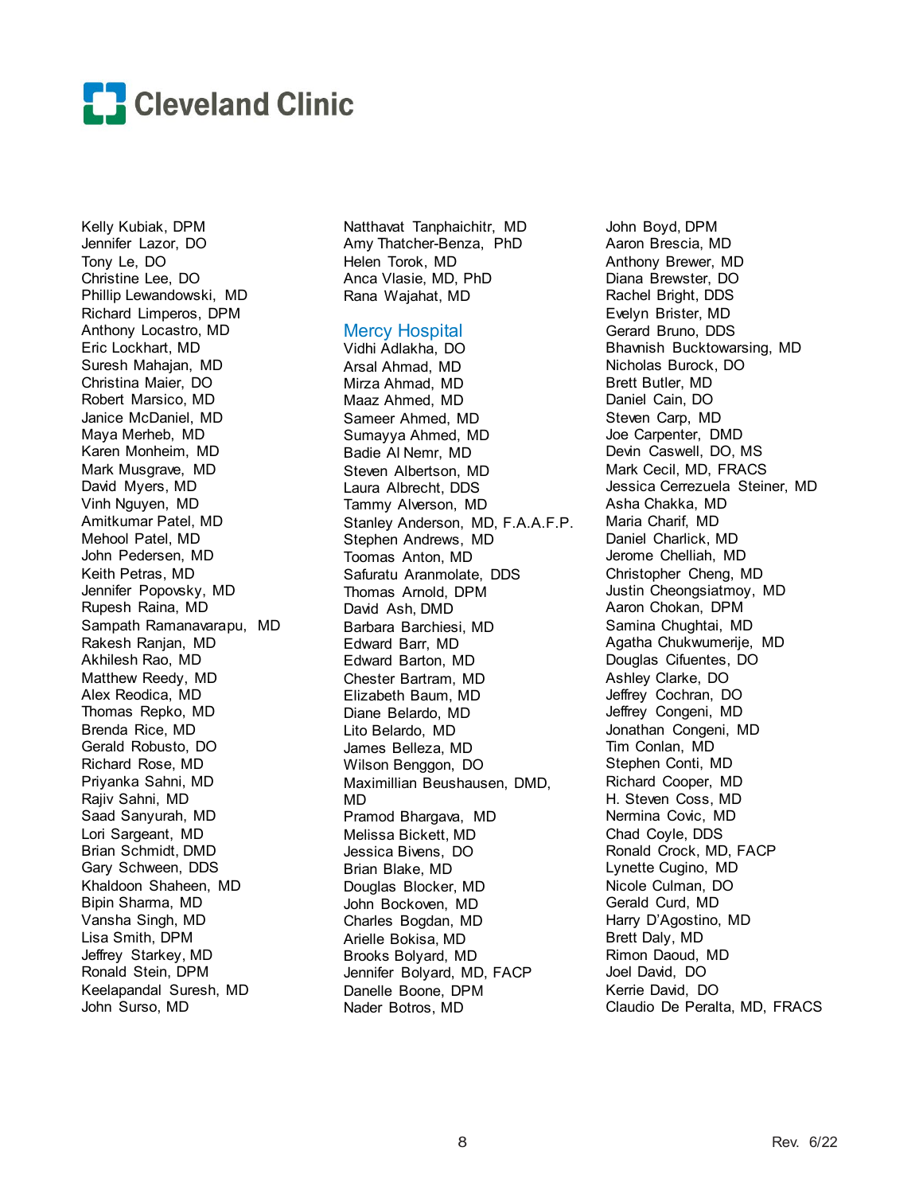Kelly Kubiak, DPM
Jennifer Lazor, DO
Tony Le, DO
Christine Lee, DO
Phillip Lewandowski, MD
Richard Limperos, DPM
Anthony Locastro, MD
Eric Lockhart, MD
Suresh Mahajan, MD
Christina Maier, DO
Robert Marsico, MD
Janice McDaniel, MD
Maya Merheb, MD
Karen Monheim, MD
Mark Musgrave, MD
David Myers, MD
Vinh Nguyen, MD
Amitkumar Patel, MD
Mehool Patel, MD
John Pedersen, MD
Keith Petras, MD
Jennifer Popovsky, MD
Rupesh Raina, MD
Sampath Ramanavarapu, MD
Rakesh Ranjan, MD
Akhilesh Rao, MD
Matthew Reedy, MD
Alex Reodica, MD
Thomas Repko, MD
Brenda Rice, MD
Gerald Robusto, DO
Richard Rose, MD
Priyanka Sahni, MD
Rajiv Sahni, MD
Saad Sanyurah, MD
Lori Sargeant, MD
Brian Schmidt, DMD
Gary Schween, DDS
Khaldoon Shaheen, MD
Bipin Sharma, MD
Vansha Singh, MD
Lisa Smith, DPM
Jeffrey Starkey, MD
Ronald Stein, DPM
Keelapandal Suresh, MD
John Surso, MD
Natthavat Tanphaichitr, MD
Amy Thatcher-Benza, PhD
Helen Torok, MD
Anca Vlasie, MD, PhD
Rana Wajahat, MD

## Mercy Hospital

Vidhi Adlakha, DO
Arsal Ahmad, MD
Mirza Ahmad, MD
Maaz Ahmed, MD
Sameer Ahmed, MD
Sumayya Ahmed, MD
Badie Al Nemr, MD
Steven Albertson, MD
Laura Albrecht, DDS
Tammy Alverson, MD
Stanley Anderson, MD, F.A.A.F.P.
Stephen Andrews, MD
Toomas Anton, MD
Safuratu Aranmolate, DDS
Thomas Arnold, DPM
David Ash, DMD
Barbara Barchiesi, MD
Edward Barr, MD
Edward Barton, MD
Chester Bartram, MD
Elizabeth Baum, MD
Diane Belardo, MD
Lito Belardo, MD
James Belleza, MD
Wilson Benggon, DO
Maximillian Beushausen, DMD, MD
Pramod Bhargava, MD
Melissa Bickett, MD
Jessica Bivens, DO
Brian Blake, MD
Douglas Blocker, MD
John Bockoven, MD
Charles Bogdan, MD
Arielle Bokisa, MD
Brooks Bolyard, MD
Jennifer Bolyard, MD, FACP
Danelle Boone, DPM
Nader Botros, MD
John Boyd, DPM
Aaron Brescia, MD
Anthony Brewer, MD
Diana Brewster, DO
Rachel Bright, DDS
Evelyn Brister, MD
Gerard Bruno, DDS
Bhavnish Bucktowarsing, MD
Nicholas Burock, DO
Brett Butler, MD
Daniel Cain, DO
Steven Carp, MD
Joe Carpenter, DMD
Devin Caswell, DO, MS
Mark Cecil, MD, FRACS
Jessica Cerrezuela Steiner, MD
Asha Chakka, MD
Maria Charif, MD
Daniel Charlick, MD
Jerome Chelliah, MD
Christopher Cheng, MD
Justin Cheongsiatmoy, MD
Aaron Chokan, DPM
Samina Chughtai, MD
Agatha Chukwumerije, MD
Douglas Cifuentes, DO
Ashley Clarke, DO
Jeffrey Cochran, DO
Jeffrey Congeni, MD
Jonathan Congeni, MD
Tim Conlan, MD
Stephen Conti, MD
Richard Cooper, MD
H. Steven Coss, MD
Nermina Covic, MD
Chad Coyle, DDS
Ronald Crock, MD, FACP
Lynette Cugino, MD
Nicole Culman, DO
Gerald Curd, MD
Harry D'Agostino, MD
Brett Daly, MD
Rimon Daoud, MD
Joel David, DO
Kerrie David, DO
Claudio De Peralta, MD, FRACS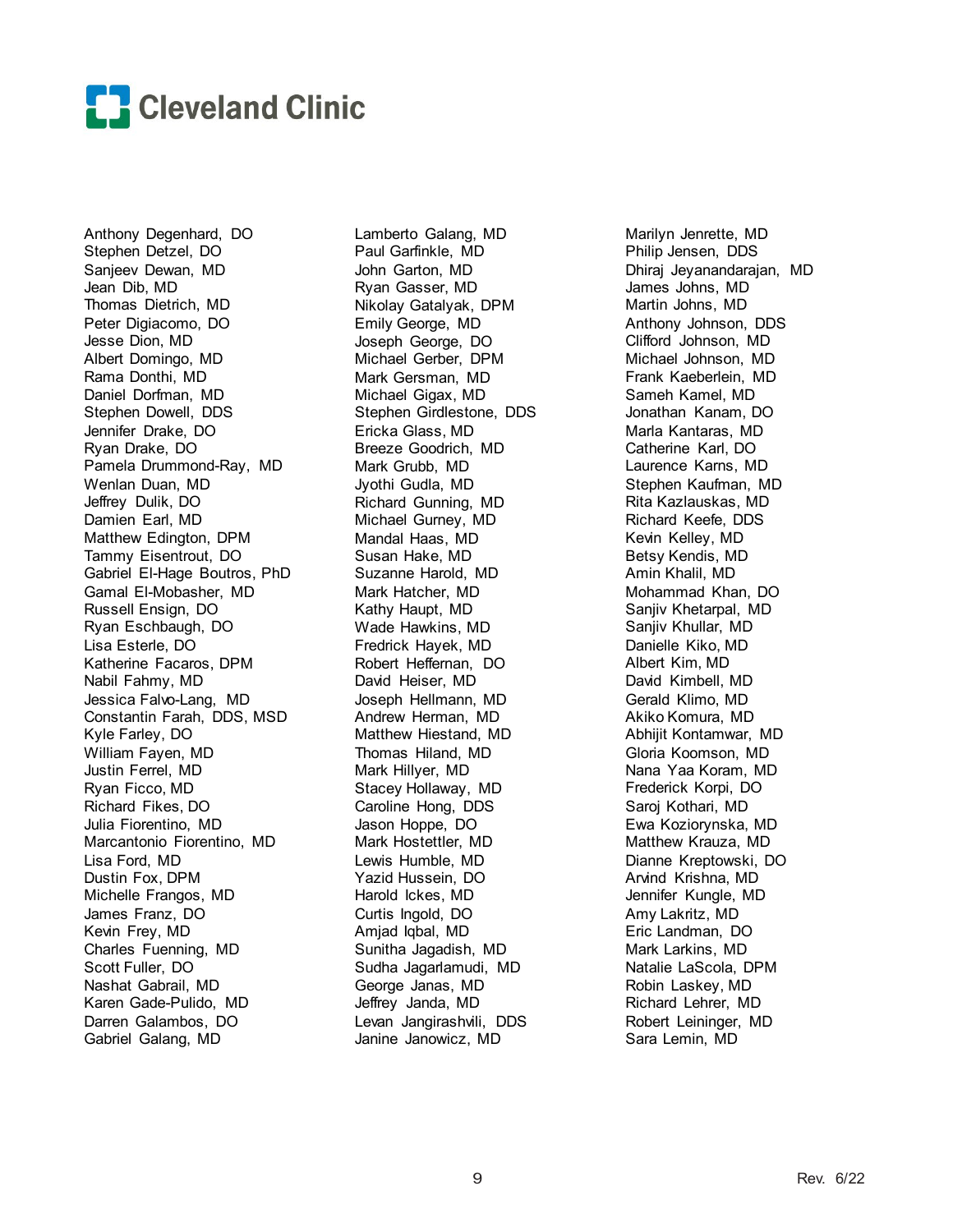Anthony Degenhard, DO
Stephen Detzel, DO
Sanjeev Dewan, MD
Jean Dib, MD
Thomas Dietrich, MD
Peter Digiacomo, DO
Jesse Dion, MD
Albert Domingo, MD
Rama Donthi, MD
Daniel Dorfman, MD
Stephen Dowell, DDS
Jennifer Drake, DO
Ryan Drake, DO
Pamela Drummond-Ray, MD
Wenlan Duan, MD
Jeffrey Dulik, DO
Damien Earl, MD
Matthew Edington, DPM
Tammy Eisentrout, DO
Gabriel El-Hage Boutros, PhD
Gamal El-Mobasher, MD
Russell Ensign, DO
Ryan Eschbaugh, DO
Lisa Esterle, DO
Katherine Facaros, DPM
Nabil Fahmy, MD
Jessica Falvo-Lang, MD
Constantin Farah, DDS, MSD
Kyle Farley, DO
William Fayen, MD
Justin Ferrel, MD
Ryan Ficco, MD
Richard Fikes, DO
Julia Fiorentino, MD
Marcantonio Fiorentino, MD
Lisa Ford, MD
Dustin Fox, DPM
Michelle Frangos, MD
James Franz, DO
Kevin Frey, MD
Charles Fuenning, MD
Scott Fuller, DO
Nashat Gabrail, MD
Karen Gade-Pulido, MD
Darren Galambos, DO
Gabriel Galang, MD
Lamberto Galang, MD
Paul Garfinkle, MD
John Garton, MD
Ryan Gasser, MD
Nikolay Gatalyak, DPM
Emily George, MD
Joseph George, DO
Michael Gerber, DPM
Mark Gersman, MD
Michael Gigax, MD
Stephen Girdlestone, DDS
Ericka Glass, MD
Breeze Goodrich, MD
Mark Grubb, MD
Jyothi Gudla, MD
Richard Gunning, MD
Michael Gurney, MD
Mandal Haas, MD
Susan Hake, MD
Suzanne Harold, MD
Mark Hatcher, MD
Kathy Haupt, MD
Wade Hawkins, MD
Fredrick Hayek, MD
Robert Heffernan, DO
David Heiser, MD
Joseph Hellmann, MD
Andrew Herman, MD
Matthew Hiestand, MD
Thomas Hiland, MD
Mark Hillyer, MD
Stacey Hollaway, MD
Caroline Hong, DDS
Jason Hoppe, DO
Mark Hostettler, MD
Lewis Humble, MD
Yazid Hussein, DO
Harold Ickes, MD
Curtis Ingold, DO
Amjad Iqbal, MD
Sunitha Jagadish, MD
Sudha Jagarlamudi, MD
George Janas, MD
Jeffrey Janda, MD
Levan Jangirashvili, DDS
Janine Janowicz, MD
Marilyn Jenrette, MD
Philip Jensen, DDS
Dhiraj Jeyanandarajan, MD
James Johns, MD
Martin Johns, MD
Anthony Johnson, DDS
Clifford Johnson, MD
Michael Johnson, MD
Frank Kaeberlein, MD
Sameh Kamel, MD
Jonathan Kanam, DO
Marla Kantaras, MD
Catherine Karl, DO
Laurence Karns, MD
Stephen Kaufman, MD
Rita Kazlauskas, MD
Richard Keefe, DDS
Kevin Kelley, MD
Betsy Kendis, MD
Amin Khalil, MD
Mohammad Khan, DO
Sanjiv Khetarpal, MD
Sanjiv Khullar, MD
Danielle Kiko, MD
Albert Kim, MD
David Kimbell, MD
Gerald Klimo, MD
Akiko Komura, MD
Abhijit Kontamwar, MD
Gloria Koomson, MD
Nana Yaa Koram, MD
Frederick Korpi, DO
Saroj Kothari, MD
Ewa Koziorynska, MD
Matthew Krauza, MD
Dianne Kreptowski, DO
Arvind Krishna, MD
Jennifer Kungle, MD
Amy Lakritz, MD
Eric Landman, DO
Mark Larkins, MD
Natalie LaScola, DPM
Robin Laskey, MD
Richard Lehrer, MD
Robert Leininger, MD
Sara Lemin, MD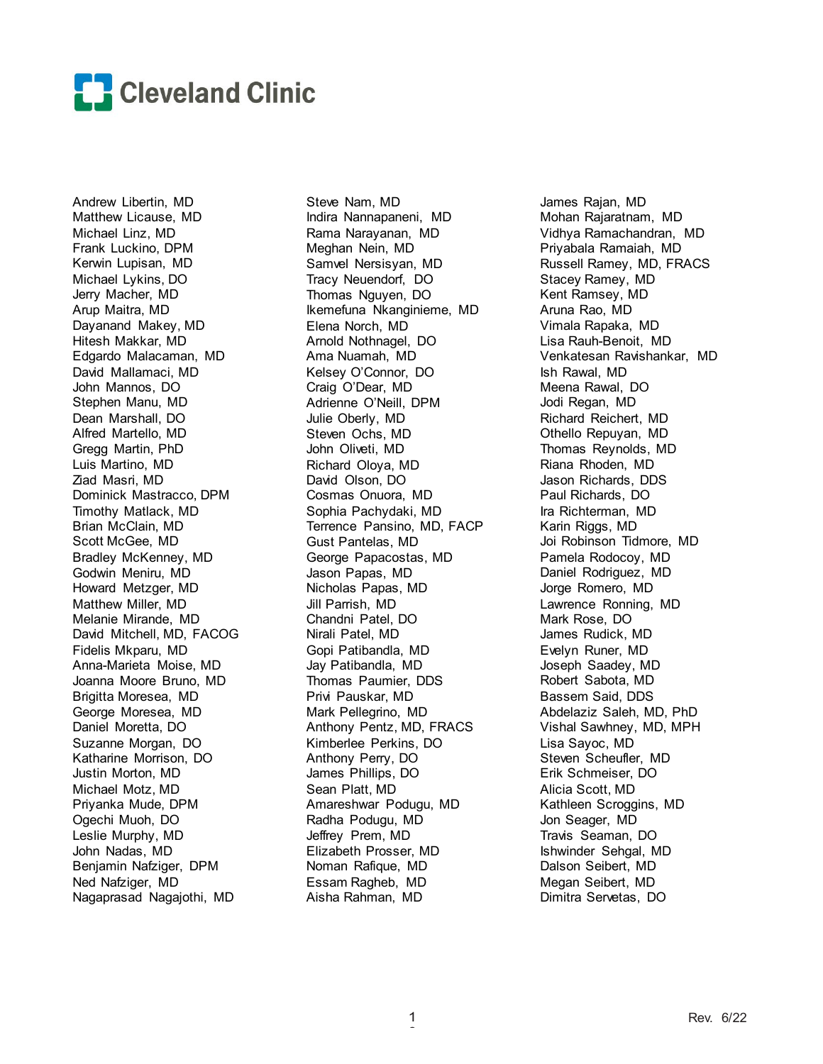Cleveland Clinic

Andrew Libertin, MD
Matthew Licause, MD
Michael Linz, MD
Frank Luckino, DPM
Kerwin Lupisan, MD
Michael Lykins, DO
Jerry Macher, MD
Arup Maitra, MD
Dayanand Makey, MD
Hitesh Makkar, MD
Edgardo Malacaman, MD
David Mallamaci, MD
John Mannos, DO
Stephen Manu, MD
Dean Marshall, DO
Alfred Martello, MD
Gregg Martin, PhD
Luis Martino, MD
Ziad Masri, MD
Dominick Mastracco, DPM
Timothy Matlack, MD
Brian McClain, MD
Scott McGee, MD
Bradley McKenney, MD
Godwin Meniru, MD
Howard Metzger, MD
Matthew Miller, MD
Melanie Mirande, MD
David Mitchell, MD, FACOG
Fidelis Mkparu, MD
Anna-Marieta Moise, MD
Joanna Moore Bruno, MD
Brigitta Moresea, MD
George Moresea, MD
Daniel Moretta, DO
Suzanne Morgan, DO
Katharine Morrison, DO
Justin Morton, MD
Michael Motz, MD
Priyanka Mude, DPM
Ogechi Muoh, DO
Leslie Murphy, MD
John Nadas, MD
Benjamin Nafziger, DPM
Ned Nafziger, MD
Nagaprasad Nagajothi, MD
Steve Nam, MD
Indira Nannapaneni, MD
Rama Narayanan, MD
Meghan Nein, MD
Samvel Nersisyan, MD
Tracy Neuendorf, DO
Thomas Nguyen, DO
Ikemefuna Nkanginieme, MD
Elena Norch, MD
Arnold Nothnagel, DO
Ama Nuamah, MD
Kelsey O'Connor, DO
Craig O'Dear, MD
Adrienne O'Neill, DPM
Julie Oberly, MD
Steven Ochs, MD
John Oliveti, MD
Richard Oloya, MD
David Olson, DO
Cosmas Onuora, MD
Sophia Pachydaki, MD
Terrence Pansino, MD, FACP
Gust Pantelas, MD
George Papacostas, MD
Jason Papas, MD
Nicholas Papas, MD
Jill Parrish, MD
Chandni Patel, DO
Nirali Patel, MD
Gopi Patibandla, MD
Jay Patibandla, MD
Thomas Paumier, DDS
Privi Pauskar, MD
Mark Pellegrino, MD
Anthony Pentz, MD, FRACS
Kimberlee Perkins, DO
Anthony Perry, DO
James Phillips, DO
Sean Platt, MD
Amareshwar Podugu, MD
Radha Podugu, MD
Jeffrey Prem, MD
Elizabeth Prosser, MD
Noman Rafique, MD
Essam Ragheb, MD
Aisha Rahman, MD
James Rajan, MD
Mohan Rajaratnam, MD
Vidhya Ramachandran, MD
Priyabala Ramaiah, MD
Russell Ramey, MD, FRACS
Stacey Ramey, MD
Kent Ramsey, MD
Aruna Rao, MD
Vimala Rapaka, MD
Lisa Rauh-Benoit, MD
Venkatesan Ravishankar, MD
Ish Rawal, MD
Meena Rawal, DO
Jodi Regan, MD
Richard Reichert, MD
Othello Repuyan, MD
Thomas Reynolds, MD
Riana Rhoden, MD
Jason Richards, DDS
Paul Richards, DO
Ira Richterman, MD
Karin Riggs, MD
Joi Robinson Tidmore, MD
Pamela Rodocoy, MD
Daniel Rodriguez, MD
Jorge Romero, MD
Lawrence Ronning, MD
Mark Rose, DO
James Rudick, MD
Evelyn Runer, MD
Joseph Saadey, MD
Robert Sabota, MD
Bassem Said, DDS
Abdelaziz Saleh, MD, PhD
Vishal Sawhney, MD, MPH
Lisa Sayoc, MD
Steven Scheufler, MD
Erik Schmeiser, DO
Alicia Scott, MD
Kathleen Scroggins, MD
Jon Seager, MD
Travis Seaman, DO
Ishwinder Sehgal, MD
Dalson Seibert, MD
Megan Seibert, MD
Dimitra Servetas, DO

Rev. 6/22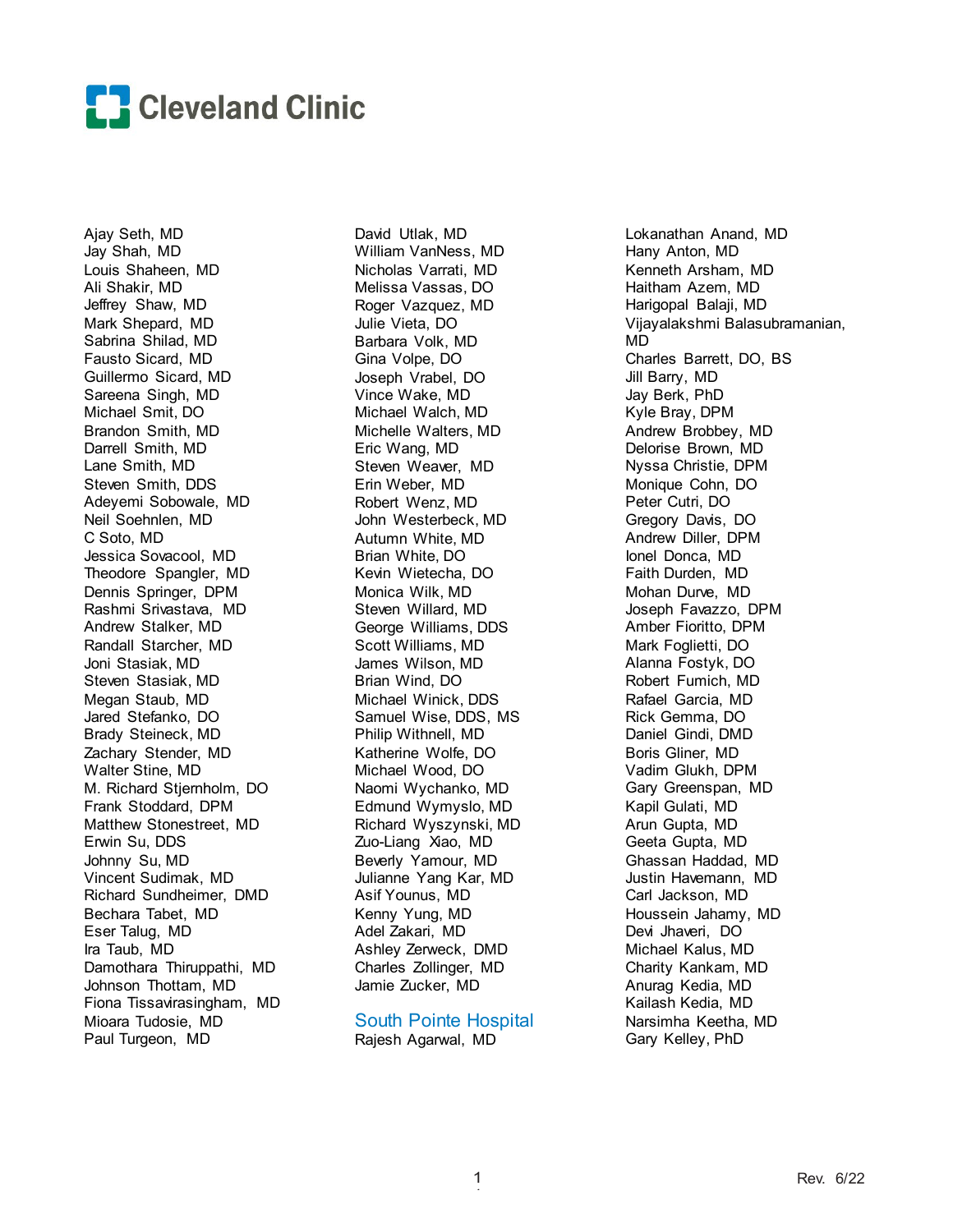Ajay Seth, MD
Jay Shah, MD
Louis Shaheen, MD
Ali Shakir, MD
Jeffrey Shaw, MD
Mark Shepard, MD
Sabrina Shilad, MD
Fausto Sicard, MD
Guillermo Sicard, MD
Sareena Singh, MD
Michael Smit, DO
Brandon Smith, MD
Darrell Smith, MD
Lane Smith, MD
Steven Smith, DDS
Adeyemi Sobowale, MD
Neil Soehnlen, MD
C Soto, MD
Jessica Sovacool, MD
Theodore Spangler, MD
Dennis Springer, DPM
Rashmi Srivastava, MD
Andrew Stalker, MD
Randall Starcher, MD
Joni Stasiak, MD
Steven Stasiak, MD
Megan Staub, MD
Jared Stefanko, DO
Brady Steineck, MD
Zachary Stender, MD
Walter Stine, MD
M. Richard Stjernholm, DO
Frank Stoddard, DPM
Matthew Stonestreet, MD
Erwin Su, DDS
Johnny Su, MD
Vincent Sudimak, MD
Richard Sundheimer, DMD
Bechara Tabet, MD
Eser Talug, MD
Ira Taub, MD
Damothara Thiruppathi, MD
Johnson Thottam, MD
Fiona Tissavirasingham, MD
Mioara Tudosie, MD
Paul Turgeon, MD
David Utlak, MD
William VanNess, MD
Nicholas Varrati, MD
Melissa Vassas, DO
Roger Vazquez, MD
Julie Vieta, DO
Barbara Volk, MD
Gina Volpe, DO
Joseph Vrabel, DO
Vince Wake, MD
Michael Walch, MD
Michelle Walters, MD
Eric Wang, MD
Steven Weaver, MD
Erin Weber, MD
Robert Wenz, MD
John Westerbeck, MD
Autumn White, MD
Brian White, DO
Kevin Wietecha, DO
Monica Wilk, MD
Steven Willard, MD
George Williams, DDS
Scott Williams, MD
James Wilson, MD
Brian Wind, DO
Michael Winick, DDS
Samuel Wise, DDS, MS
Philip Withnell, MD
Katherine Wolfe, DO
Michael Wood, DO
Naomi Wychanko, MD
Edmund Wymyslo, MD
Richard Wyszynski, MD
Zuo-Liang Xiao, MD
Beverly Yamour, MD
Julianne Yang Kar, MD
Asif Younus, MD
Kenny Yung, MD
Adel Zakari, MD
Ashley Zerweck, DMD
Charles Zollinger, MD
Jamie Zucker, MD

## South Pointe Hospital

Rajesh Agarwal, MD
Lokanathan Anand, MD
Hany Anton, MD
Kenneth Arsham, MD
Haitham Azem, MD
Harigopal Balaji, MD
Vijayalakshmi Balasubramanian, MD
Charles Barrett, DO, BS
Jill Barry, MD
Jay Berk, PhD
Kyle Bray, DPM
Andrew Brobbey, MD
Delorise Brown, MD
Nyssa Christie, DPM
Monique Cohn, DO
Peter Cutri, DO
Gregory Davis, DO
Andrew Diller, DPM
Ionel Donca, MD
Faith Durden, MD
Mohan Durve, MD
Joseph Favazzo, DPM
Amber Fioritto, DPM
Mark Foglietti, DO
Alanna Fostyk, DO
Robert Fumich, MD
Rafael Garcia, MD
Rick Gemma, DO
Daniel Gindi, DMD
Boris Gliner, MD
Vadim Glukh, DPM
Gary Greenspan, MD
Kapil Gulati, MD
Arun Gupta, MD
Geeta Gupta, MD
Ghassan Haddad, MD
Justin Havemann, MD
Carl Jackson, MD
Houssein Jahamy, MD
Devi Jhaveri, DO
Michael Kalus, MD
Charity Kankam, MD
Anurag Kedia, MD
Kailash Kedia, MD
Narsimha Keetha, MD
Gary Kelley, PhD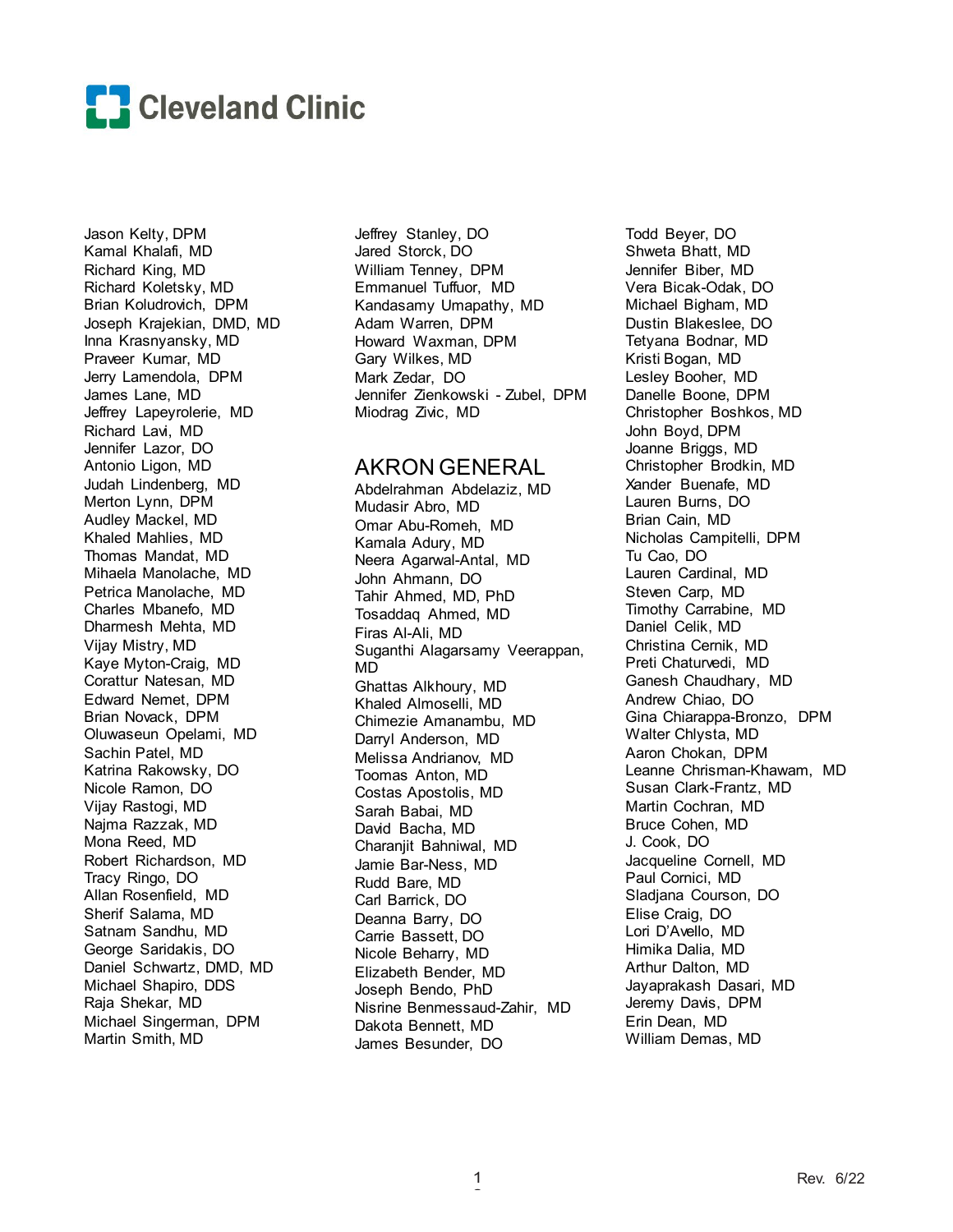# Cleveland Clinic

Jason Kelty, DPM
Kamal Khalafi, MD
Richard King, MD
Richard Koletsky, MD
Brian Koludrovich, DPM
Joseph Krajekian, DMD, MD
Inna Krasnyansky, MD
Praveer Kumar, MD
Jerry Lamendola, DPM
James Lane, MD
Jeffrey Lapeyrolerie, MD
Richard Lavi, MD
Jennifer Lazor, DO
Antonio Ligon, MD
Judah Lindenberg, MD
Merton Lynn, DPM
Audley Mackel, MD
Khaled Mahlies, MD
Thomas Mandat, MD
Mihaela Manolache, MD
Petrica Manolache, MD
Charles Mbanefo, MD
Dharmesh Mehta, MD
Vijay Mistry, MD
Kaye Myton-Craig, MD
Corattur Natesan, MD
Edward Nemet, DPM
Brian Novack, DPM
Oluwaseun Opelami, MD
Sachin Patel, MD
Katrina Rakowsky, DO
Nicole Ramon, DO
Vijay Rastogi, MD
Najma Razzak, MD
Mona Reed, MD
Robert Richardson, MD
Tracy Ringo, DO
Allan Rosenfield, MD
Sherif Salama, MD
Satnam Sandhu, MD
George Saridakis, DO
Daniel Schwartz, DMD, MD
Michael Shapiro, DDS
Raja Shekar, MD
Michael Singerman, DPM
Martin Smith, MD
Jeffrey Stanley, DO
Jared Storck, DO
William Tenney, DPM
Emmanuel Tuffuor, MD
Kandasamy Umapathy, MD
Adam Warren, DPM
Howard Waxman, DPM
Gary Wilkes, MD
Mark Zedar, DO
Jennifer Zienkowski - Zubel, DPM
Miodrag Zivic, MD

## AKRON GENERAL

Abdelrahman Abdelaziz, MD
Mudasir Abro, MD
Omar Abu-Romeh, MD
Kamala Adury, MD
Neera Agarwal-Antal, MD
John Ahmann, DO
Tahir Ahmed, MD, PhD
Tosaddaq Ahmed, MD
Firas Al-Ali, MD
Suganthi Alagarsamy Veerappan, MD
Ghattas Alkhoury, MD
Khaled Almoselli, MD
Chimezie Amanambu, MD
Darryl Anderson, MD
Melissa Andrianov, MD
Toomas Anton, MD
Costas Apostolis, MD
Sarah Babai, MD
David Bacha, MD
Charanjit Bahniwal, MD
Jamie Bar-Ness, MD
Rudd Bare, MD
Carl Barrick, DO
Deanna Barry, DO
Carrie Bassett, DO
Nicole Beharry, MD
Elizabeth Bender, MD
Joseph Bendo, PhD
Nisrine Benmessaud-Zahir, MD
Dakota Bennett, MD
James Besunder, DO
Todd Beyer, DO
Shweta Bhatt, MD
Jennifer Biber, MD
Vera Bicak-Odak, DO
Michael Bigham, MD
Dustin Blakeslee, DO
Tetyana Bodnar, MD
Kristi Bogan, MD
Lesley Booher, MD
Danelle Boone, DPM
Christopher Boshkos, MD
John Boyd, DPM
Joanne Briggs, MD
Christopher Brodkin, MD
Xander Buenafe, MD
Lauren Burns, DO
Brian Cain, MD
Nicholas Campitelli, DPM
Tu Cao, DO
Lauren Cardinal, MD
Steven Carp, MD
Timothy Carrabine, MD
Daniel Celik, MD
Christina Cernik, MD
Preti Chaturvedi, MD
Ganesh Chaudhary, MD
Andrew Chiao, DO
Gina Chiarappa-Bronzo, DPM
Walter Chlysta, MD
Aaron Chokan, DPM
Leanne Chrisman-Khawam, MD
Susan Clark-Frantz, MD
Martin Cochran, MD
Bruce Cohen, MD
J. Cook, DO
Jacqueline Cornell, MD
Paul Cornici, MD
Sladjana Courson, DO
Elise Craig, DO
Lori D'Avello, MD
Himika Dalia, MD
Arthur Dalton, MD
Jayaprakash Dasari, MD
Jeremy Davis, DPM
Erin Dean, MD
William Demas, MD

Rev. 6/22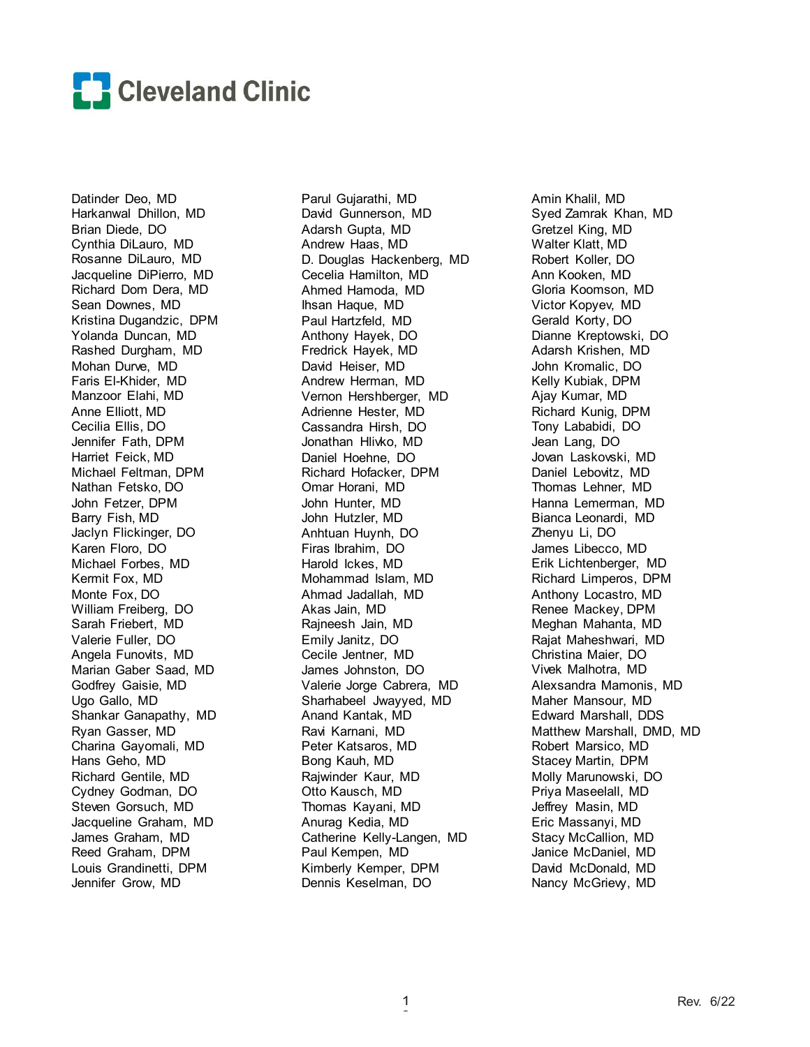Cleveland Clinic

Datinder Deo, MD
Harkanwal Dhillon, MD
Brian Diede, DO
Cynthia DiLauro, MD
Rosanne DiLauro, MD
Jacqueline DiPierro, MD
Richard Dom Dera, MD
Sean Downes, MD
Kristina Dugandzic, DPM
Yolanda Duncan, MD
Rashed Durgham, MD
Mohan Durve, MD
Faris El-Khider, MD
Manzoor Elahi, MD
Anne Elliott, MD
Cecilia Ellis, DO
Jennifer Fath, DPM
Harriet Feick, MD
Michael Feltman, DPM
Nathan Fetsko, DO
John Fetzer, DPM
Barry Fish, MD
Jaclyn Flickinger, DO
Karen Floro, DO
Michael Forbes, MD
Kermit Fox, MD
Monte Fox, DO
William Freiberg, DO
Sarah Friebert, MD
Valerie Fuller, DO
Angela Funovits, MD
Marian Gaber Saad, MD
Godfrey Gaisie, MD
Ugo Gallo, MD
Shankar Ganapathy, MD
Ryan Gasser, MD
Charina Gayomali, MD
Hans Geho, MD
Richard Gentile, MD
Cydney Godman, DO
Steven Gorsuch, MD
Jacqueline Graham, MD
James Graham, MD
Reed Graham, DPM
Louis Grandinetti, DPM
Jennifer Grow, MD
Parul Gujarathi, MD
David Gunnerson, MD
Adarsh Gupta, MD
Andrew Haas, MD
D. Douglas Hackenberg, MD
Cecelia Hamilton, MD
Ahmed Hamoda, MD
Ihsan Haque, MD
Paul Hartzfeld, MD
Anthony Hayek, DO
Fredrick Hayek, MD
David Heiser, MD
Andrew Herman, MD
Vernon Hershberger, MD
Adrienne Hester, MD
Cassandra Hirsh, DO
Jonathan Hlivko, MD
Daniel Hoehne, DO
Richard Hofacker, DPM
Omar Horani, MD
John Hunter, MD
John Hutzler, MD
Anhtuan Huynh, DO
Firas Ibrahim, DO
Harold Ickes, MD
Mohammad Islam, MD
Ahmad Jadallah, MD
Akas Jain, MD
Rajneesh Jain, MD
Emily Janitz, DO
Cecile Jentner, MD
James Johnston, DO
Valerie Jorge Cabrera, MD
Sharhabeel Jwayyed, MD
Anand Kantak, MD
Ravi Karnani, MD
Peter Katsaros, MD
Bong Kauh, MD
Rajwinder Kaur, MD
Otto Kausch, MD
Thomas Kayani, MD
Anurag Kedia, MD
Catherine Kelly-Langen, MD
Paul Kempen, MD
Kimberly Kemper, DPM
Dennis Keselman, DO
Amin Khalil, MD
Syed Zamrak Khan, MD
Gretzel King, MD
Walter Klatt, MD
Robert Koller, DO
Ann Kooken, MD
Gloria Koomson, MD
Victor Kopyev, MD
Gerald Korty, DO
Dianne Kreptowski, DO
Adarsh Krishen, MD
John Kromalic, DO
Kelly Kubiak, DPM
Ajay Kumar, MD
Richard Kunig, DPM
Tony Lababidi, DO
Jean Lang, DO
Jovan Laskovski, MD
Daniel Lebovitz, MD
Thomas Lehner, MD
Hanna Lemerman, MD
Bianca Leonardi, MD
Zhenyu Li, DO
James Libecco, MD
Erik Lichtenberger, MD
Richard Limperos, DPM
Anthony Locastro, MD
Renee Mackey, DPM
Meghan Mahanta, MD
Rajat Maheshwari, MD
Christina Maier, DO
Vivek Malhotra, MD
Alexsandra Mamonis, MD
Maher Mansour, MD
Edward Marshall, DDS
Matthew Marshall, DMD, MD
Robert Marsico, MD
Stacey Martin, DPM
Molly Marunowski, DO
Priya Maseelall, MD
Jeffrey Masin, MD
Eric Massanyi, MD
Stacy McCallion, MD
Janice McDaniel, MD
David McDonald, MD
Nancy McGrievy, MD

Rev. 6/22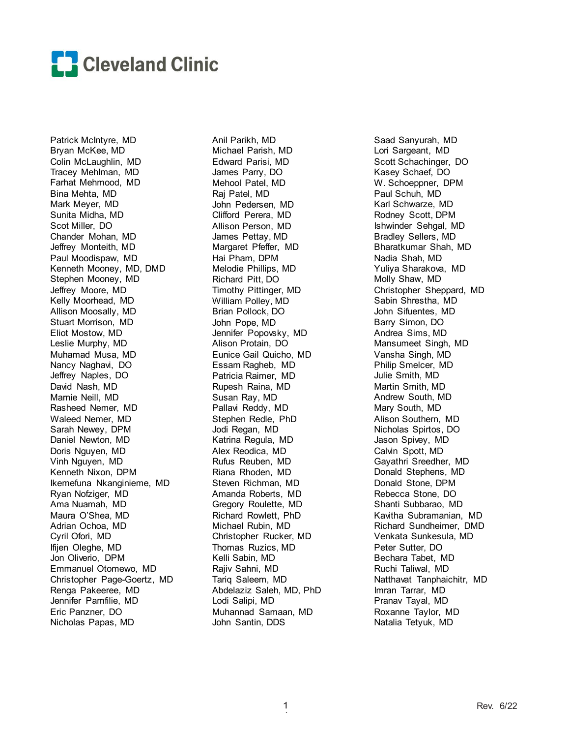# Cleveland Clinic

Patrick McIntyre, MD
Bryan McKee, MD
Colin McLaughlin, MD
Tracey Mehlman, MD
Farhat Mehmood, MD
Bina Mehta, MD
Mark Meyer, MD
Sunita Midha, MD
Scot Miller, DO
Chander Mohan, MD
Jeffrey Monteith, MD
Paul Moodispaw, MD
Kenneth Mooney, MD, DMD
Stephen Mooney, MD
Jeffrey Moore, MD
Kelly Moorhead, MD
Allison Moosally, MD
Stuart Morrison, MD
Eliot Mostow, MD
Leslie Murphy, MD
Muhamad Musa, MD
Nancy Naghavi, DO
Jeffrey Naples, DO
David Nash, MD
Marnie Neill, MD
Rasheed Nemer, MD
Waleed Nemer, MD
Sarah Newey, DPM
Daniel Newton, MD
Doris Nguyen, MD
Vinh Nguyen, MD
Kenneth Nixon, DPM
Ikemefuna Nkanginieme, MD
Ryan Nofziger, MD
Ama Nuamah, MD
Maura O'Shea, MD
Adrian Ochoa, MD
Cyril Ofori, MD
Ifijen Oleghe, MD
Jon Oliverio, DPM
Emmanuel Otomewo, MD
Christopher Page-Goertz, MD
Renga Pakeeree, MD
Jennifer Pamfilie, MD
Eric Panzner, DO
Nicholas Papas, MD

Anil Parikh, MD
Michael Parish, MD
Edward Parisi, MD
James Parry, DO
Mehool Patel, MD
Raj Patel, MD
John Pedersen, MD
Clifford Perera, MD
Allison Person, MD
James Pettay, MD
Margaret Pfeffer, MD
Hai Pham, DPM
Melodie Phillips, MD
Richard Pitt, DO
Timothy Pittinger, MD
William Polley, MD
Brian Pollock, DO
John Pope, MD
Jennifer Popovsky, MD
Alison Protain, DO
Eunice Gail Quicho, MD
Essam Ragheb, MD
Patricia Raimer, MD
Rupesh Raina, MD
Susan Ray, MD
Pallavi Reddy, MD
Stephen Redle, PhD
Jodi Regan, MD
Katrina Regula, MD
Alex Reodica, MD
Rufus Reuben, MD
Riana Rhoden, MD
Steven Richman, MD
Amanda Roberts, MD
Gregory Roulette, MD
Richard Rowlett, PhD
Michael Rubin, MD
Christopher Rucker, MD
Thomas Ruzics, MD
Kelli Sabin, MD
Rajiv Sahni, MD
Tariq Saleem, MD
Abdelaziz Saleh, MD, PhD
Lodi Salipi, MD
Muhannad Samaan, MD
John Santin, DDS

Saad Sanyurah, MD
Lori Sargeant, MD
Scott Schachinger, DO
Kasey Schaef, DO
W. Schoeppner, DPM
Paul Schuh, MD
Karl Schwarze, MD
Rodney Scott, DPM
Ishwinder Sehgal, MD
Bradley Sellers, MD
Bharatkumar Shah, MD
Nadia Shah, MD
Yuliya Sharakova, MD
Molly Shaw, MD
Christopher Sheppard, MD
Sabin Shrestha, MD
John Sifuentes, MD
Barry Simon, DO
Andrea Sims, MD
Mansumeet Singh, MD
Vansha Singh, MD
Philip Smelcer, MD
Julie Smith, MD
Martin Smith, MD
Andrew South, MD
Mary South, MD
Alison Southern, MD
Nicholas Spirtos, DO
Jason Spivey, MD
Calvin Spott, MD
Gayathri Sreedher, MD
Donald Stephens, MD
Donald Stone, DPM
Rebecca Stone, DO
Shanti Subbarao, MD
Kavitha Subramanian, MD
Richard Sundheimer, DMD
Venkata Sunkesula, MD
Peter Sutter, DO
Bechara Tabet, MD
Ruchi Taliwal, MD
Natthavat Tanphaichitr, MD
Imran Tarrar, MD
Pranav Tayal, MD
Roxanne Taylor, MD
Natalia Tetyuk, MD

Rev. 6/22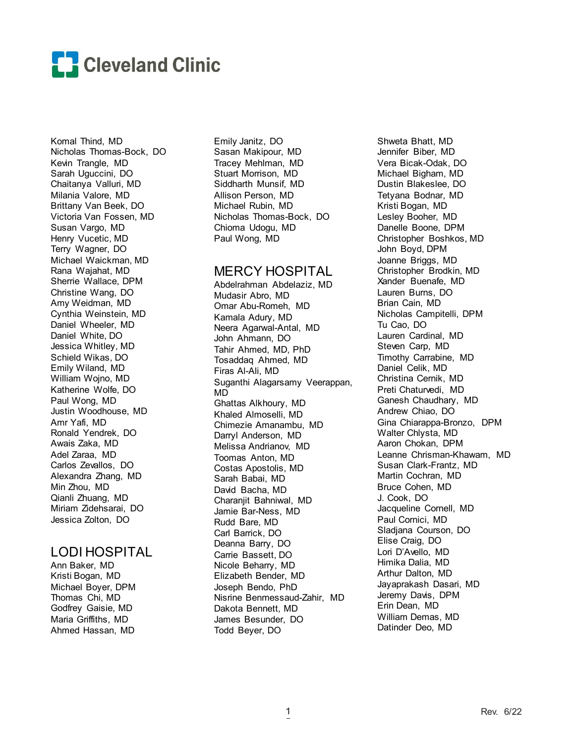Komal Thind, MD
Nicholas Thomas-Bock, DO
Kevin Trangle, MD
Sarah Uguccini, DO
Chaitanya Valluri, MD
Milania Valore, MD
Brittany Van Beek, DO
Victoria Van Fossen, MD
Susan Vargo, MD
Henry Vucetic, MD
Terry Wagner, DO
Michael Waickman, MD
Rana Wajahat, MD
Sherrie Wallace, DPM
Christine Wang, DO
Amy Weidman, MD
Cynthia Weinstein, MD
Daniel Wheeler, MD
Daniel White, DO
Jessica Whitley, MD
Schield Wikas, DO
Emily Wiland, MD
William Wojno, MD
Katherine Wolfe, DO
Paul Wong, MD
Justin Woodhouse, MD
Amr Yafi, MD
Ronald Yendrek, DO
Awais Zaka, MD
Adel Zaraa, MD
Carlos Zevallos, DO
Alexandra Zhang, MD
Min Zhou, MD
Qianli Zhuang, MD
Miriam Zidehsarai, DO
Jessica Zolton, DO

## LODI HOSPITAL

Ann Baker, MD
Kristi Bogan, MD
Michael Boyer, DPM
Thomas Chi, MD
Godfrey Gaisie, MD
Maria Griffiths, MD
Ahmed Hassan, MD
Emily Janitz, DO
Sasan Makipour, MD
Tracey Mehlman, MD
Stuart Morrison, MD
Siddharth Munsif, MD
Allison Person, MD
Michael Rubin, MD
Nicholas Thomas-Bock, DO
Chioma Udogu, MD
Paul Wong, MD

## MERCY HOSPITAL

Abdelrahman Abdelaziz, MD
Mudasir Abro, MD
Omar Abu-Romeh, MD
Kamala Adury, MD
Neera Agarwal-Antal, MD
John Ahmann, DO
Tahir Ahmed, MD, PhD
Tosaddaq Ahmed, MD
Firas Al-Ali, MD
Suganthi Alagarsamy Veerappan, MD
Ghattas Alkhoury, MD
Khaled Almoselli, MD
Chimezie Amanambu, MD
Darryl Anderson, MD
Melissa Andrianov, MD
Toomas Anton, MD
Costas Apostolis, MD
Sarah Babai, MD
David Bacha, MD
Charanjit Bahniwal, MD
Jamie Bar-Ness, MD
Rudd Bare, MD
Carl Barrick, DO
Deanna Barry, DO
Carrie Bassett, DO
Nicole Beharry, MD
Elizabeth Bender, MD
Joseph Bendo, PhD
Nisrine Benmessaud-Zahir, MD
Dakota Bennett, MD
James Besunder, DO
Todd Beyer, DO
Shweta Bhatt, MD
Jennifer Biber, MD
Vera Bicak-Odak, DO
Michael Bigham, MD
Dustin Blakeslee, DO
Tetyana Bodnar, MD
Kristi Bogan, MD
Lesley Booher, MD
Danelle Boone, DPM
Christopher Boshkos, MD
John Boyd, DPM
Joanne Briggs, MD
Christopher Brodkin, MD
Xander Buenafe, MD
Lauren Burns, DO
Brian Cain, MD
Nicholas Campitelli, DPM
Tu Cao, DO
Lauren Cardinal, MD
Steven Carp, MD
Timothy Carrabine, MD
Daniel Celik, MD
Christina Cernik, MD
Preti Chaturvedi, MD
Ganesh Chaudhary, MD
Andrew Chiao, DO
Gina Chiarappa-Bronzo, DPM
Walter Chlysta, MD
Aaron Chokan, DPM
Leanne Chrisman-Khawam, MD
Susan Clark-Frantz, MD
Martin Cochran, MD
Bruce Cohen, MD
J. Cook, DO
Jacqueline Cornell, MD
Paul Cornici, MD
Sladjana Courson, DO
Elise Craig, DO
Lori D'Avello, MD
Himika Dalia, MD
Arthur Dalton, MD
Jayaprakash Dasari, MD
Jeremy Davis, DPM
Erin Dean, MD
William Demas, MD
Datinder Deo, MD

Rev. 6/22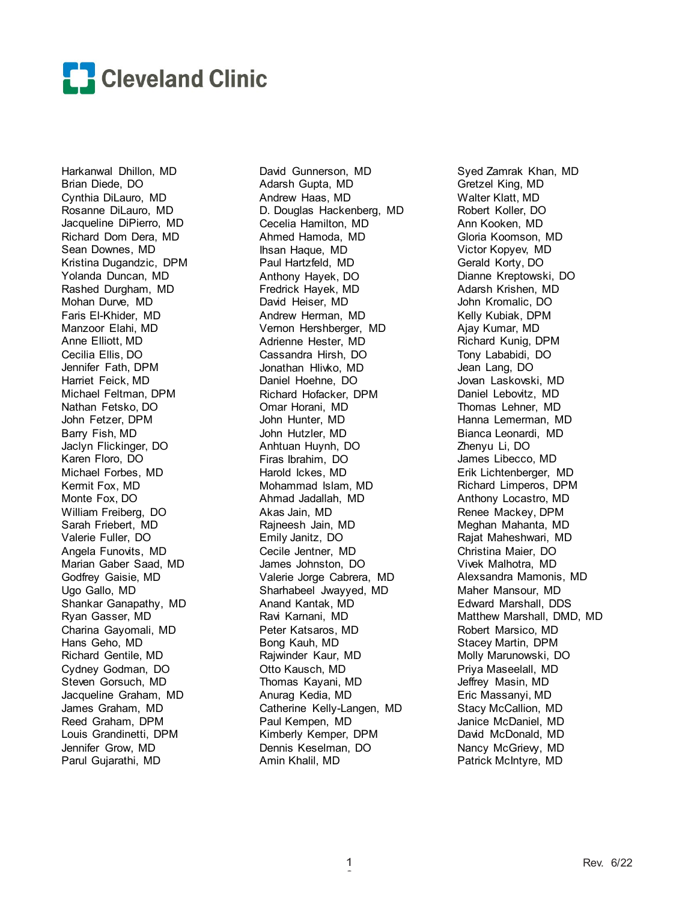# Cleveland Clinic

Harkanwal Dhillon, MD
Brian Diede, DO
Cynthia DiLauro, MD
Rosanne DiLauro, MD
Jacqueline DiPierro, MD
Richard Dom Dera, MD
Sean Downes, MD
Kristina Dugandzic, DPM
Yolanda Duncan, MD
Rashed Durgham, MD
Mohan Durve, MD
Faris El-Khider, MD
Manzoor Elahi, MD
Anne Elliott, MD
Cecilia Ellis, DO
Jennifer Fath, DPM
Harriet Feick, MD
Michael Feltman, DPM
Nathan Fetsko, DO
John Fetzer, DPM
Barry Fish, MD
Jaclyn Flickinger, DO
Karen Floro, DO
Michael Forbes, MD
Kermit Fox, MD
Monte Fox, DO
William Freiberg, DO
Sarah Friebert, MD
Valerie Fuller, DO
Angela Funovits, MD
Marian Gaber Saad, MD
Godfrey Gaisie, MD
Ugo Gallo, MD
Shankar Ganapathy, MD
Ryan Gasser, MD
Charina Gayomali, MD
Hans Geho, MD
Richard Gentile, MD
Cydney Godman, DO
Steven Gorsuch, MD
Jacqueline Graham, MD
James Graham, MD
Reed Graham, DPM
Louis Grandinetti, DPM
Jennifer Grow, MD
Parul Gujarathi, MD
David Gunnerson, MD
Adarsh Gupta, MD
Andrew Haas, MD
D. Douglas Hackenberg, MD
Cecelia Hamilton, MD
Ahmed Hamoda, MD
Ihsan Haque, MD
Paul Hartzfeld, MD
Anthony Hayek, DO
Fredrick Hayek, MD
David Heiser, MD
Andrew Herman, MD
Vernon Hershberger, MD
Adrienne Hester, MD
Cassandra Hirsh, DO
Jonathan Hlivko, MD
Daniel Hoehne, DO
Richard Hofacker, DPM
Omar Horani, MD
John Hunter, MD
John Hutzler, MD
Anhtuan Huynh, DO
Firas Ibrahim, DO
Harold Ickes, MD
Mohammad Islam, MD
Ahmad Jadallah, MD
Akas Jain, MD
Rajneesh Jain, MD
Emily Janitz, DO
Cecile Jentner, MD
James Johnston, DO
Valerie Jorge Cabrera, MD
Sharhabeel Jwayyed, MD
Anand Kantak, MD
Ravi Karnani, MD
Peter Katsaros, MD
Bong Kauh, MD
Rajwinder Kaur, MD
Otto Kausch, MD
Thomas Kayani, MD
Anurag Kedia, MD
Catherine Kelly-Langen, MD
Paul Kempen, MD
Kimberly Kemper, DPM
Dennis Keselman, DO
Amin Khalil, MD
Syed Zamrak Khan, MD
Gretzel King, MD
Walter Klatt, MD
Robert Koller, DO
Ann Kooken, MD
Gloria Koomson, MD
Victor Kopyev, MD
Gerald Korty, DO
Dianne Kreptowski, DO
Adarsh Krishen, MD
John Kromalic, DO
Kelly Kubiak, DPM
Ajay Kumar, MD
Richard Kunig, DPM
Tony Lababidi, DO
Jean Lang, DO
Jovan Laskovski, MD
Daniel Lebovitz, MD
Thomas Lehner, MD
Hanna Lemerman, MD
Bianca Leonardi, MD
Zhenyu Li, DO
James Libecco, MD
Erik Lichtenberger, MD
Richard Limperos, DPM
Anthony Locastro, MD
Renee Mackey, DPM
Meghan Mahanta, MD
Rajat Maheshwari, MD
Christina Maier, DO
Vivek Malhotra, MD
Alexsandra Mamonis, MD
Maher Mansour, MD
Edward Marshall, DDS
Matthew Marshall, DMD, MD
Robert Marsico, MD
Stacey Martin, DPM
Molly Marunowski, DO
Priya Maseelall, MD
Jeffrey Masin, MD
Eric Massanyi, MD
Stacy McCallion, MD
Janice McDaniel, MD
David McDonald, MD
Nancy McGrievy, MD
Patrick McIntyre, MD

Rev. 6/22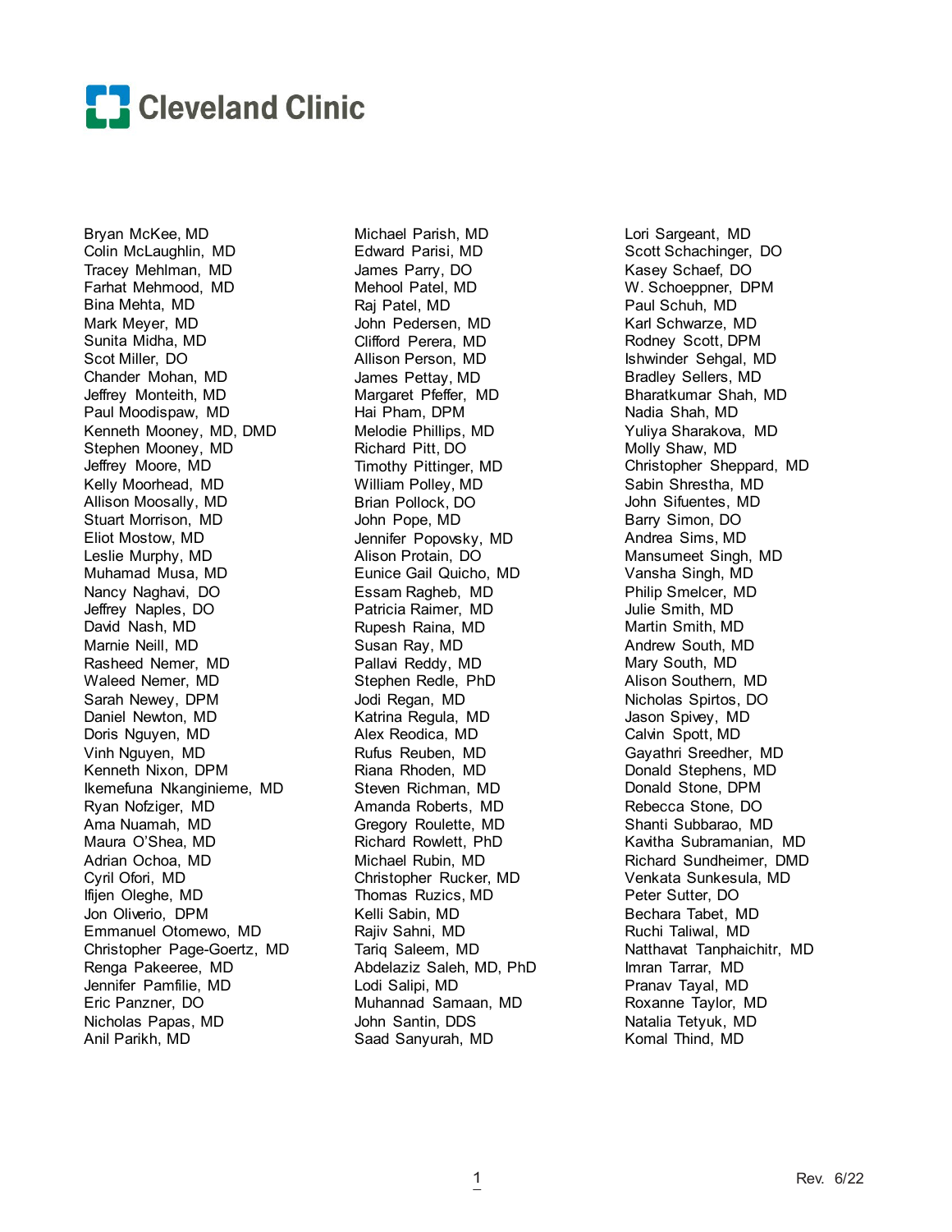Cleveland Clinic

Bryan McKee, MD
Colin McLaughlin, MD
Tracey Mehlman, MD
Farhat Mehmood, MD
Bina Mehta, MD
Mark Meyer, MD
Sunita Midha, MD
Scot Miller, DO
Chander Mohan, MD
Jeffrey Monteith, MD
Paul Moodispaw, MD
Kenneth Mooney, MD, DMD
Stephen Mooney, MD
Jeffrey Moore, MD
Kelly Moorhead, MD
Allison Moosally, MD
Stuart Morrison, MD
Eliot Mostow, MD
Leslie Murphy, MD
Muhamad Musa, MD
Nancy Naghavi, DO
Jeffrey Naples, DO
David Nash, MD
Marnie Neill, MD
Rasheed Nemer, MD
Waleed Nemer, MD
Sarah Newey, DPM
Daniel Newton, MD
Doris Nguyen, MD
Vinh Nguyen, MD
Kenneth Nixon, DPM
Ikemefuna Nkanginieme, MD
Ryan Nofziger, MD
Ama Nuamah, MD
Maura O'Shea, MD
Adrian Ochoa, MD
Cyril Ofori, MD
Ifijen Oleghe, MD
Jon Oliverio, DPM
Emmanuel Otomewo, MD
Christopher Page-Goertz, MD
Renga Pakeeree, MD
Jennifer Pamfilie, MD
Eric Panzner, DO
Nicholas Papas, MD
Anil Parikh, MD

Michael Parish, MD
Edward Parisi, MD
James Parry, DO
Mehool Patel, MD
Raj Patel, MD
John Pedersen, MD
Clifford Perera, MD
Allison Person, MD
James Pettay, MD
Margaret Pfeffer, MD
Hai Pham, DPM
Melodie Phillips, MD
Richard Pitt, DO
Timothy Pittinger, MD
William Polley, MD
Brian Pollock, DO
John Pope, MD
Jennifer Popovsky, MD
Alison Protain, DO
Eunice Gail Quicho, MD
Essam Ragheb, MD
Patricia Raimer, MD
Rupesh Raina, MD
Susan Ray, MD
Pallavi Reddy, MD
Stephen Redle, PhD
Jodi Regan, MD
Katrina Regula, MD
Alex Reodica, MD
Rufus Reuben, MD
Riana Rhoden, MD
Steven Richman, MD
Amanda Roberts, MD
Gregory Roulette, MD
Richard Rowlett, PhD
Michael Rubin, MD
Christopher Rucker, MD
Thomas Ruzics, MD
Kelli Sabin, MD
Rajiv Sahni, MD
Tariq Saleem, MD
Abdelaziz Saleh, MD, PhD
Lodi Salipi, MD
Muhannad Samaan, MD
John Santin, DDS
Saad Sanyurah, MD

Lori Sargeant, MD
Scott Schachinger, DO
Kasey Schaef, DO
W. Schoeppner, DPM
Paul Schuh, MD
Karl Schwarze, MD
Rodney Scott, DPM
Ishwinder Sehgal, MD
Bradley Sellers, MD
Bharatkumar Shah, MD
Nadia Shah, MD
Yuliya Sharakova, MD
Molly Shaw, MD
Christopher Sheppard, MD
Sabin Shrestha, MD
John Sifuentes, MD
Barry Simon, DO
Andrea Sims, MD
Mansumeet Singh, MD
Vansha Singh, MD
Philip Smelcer, MD
Julie Smith, MD
Martin Smith, MD
Andrew South, MD
Mary South, MD
Alison Southern, MD
Nicholas Spirtos, DO
Jason Spivey, MD
Calvin Spott, MD
Gayathri Sreedher, MD
Donald Stephens, MD
Donald Stone, DPM
Rebecca Stone, DO
Shanti Subbarao, MD
Kavitha Subramanian, MD
Richard Sundheimer, DMD
Venkata Sunkesula, MD
Peter Sutter, DO
Bechara Tabet, MD
Ruchi Taliwal, MD
Natthavat Tanphaichitr, MD
Imran Tarrar, MD
Pranav Tayal, MD
Roxanne Taylor, MD
Natalia Tetyuk, MD
Komal Thind, MD

Rev. 6/22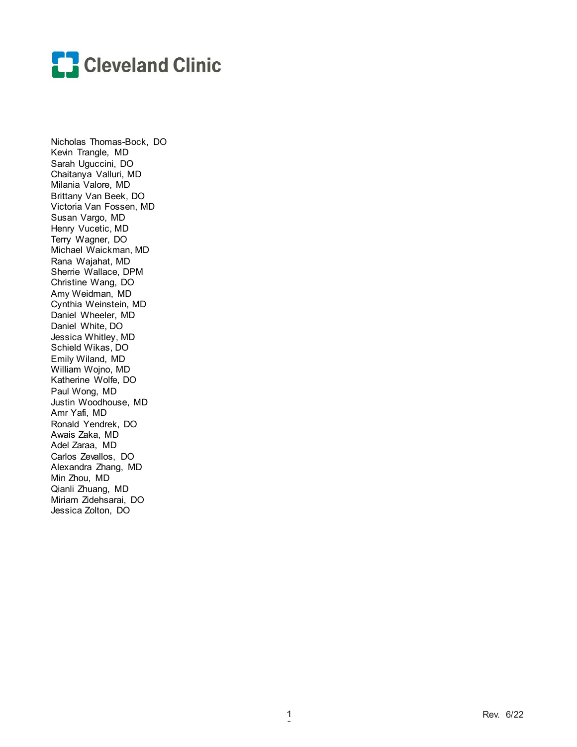Nicholas Thomas-Bock, DO
Kevin Trangle, MD
Sarah Uguccini, DO
Chaitanya Valluri, MD
Milania Valore, MD
Brittany Van Beek, DO
Victoria Van Fossen, MD
Susan Vargo, MD
Henry Vucetic, MD
Terry Wagner, DO
Michael Waickman, MD
Rana Wajahat, MD
Sherrie Wallace, DPM
Christine Wang, DO
Amy Weidman, MD
Cynthia Weinstein, MD
Daniel Wheeler, MD
Daniel White, DO
Jessica Whitley, MD
Schield Wikas, DO
Emily Wiland, MD
William Wojno, MD
Katherine Wolfe, DO
Paul Wong, MD
Justin Woodhouse, MD
Amr Yafi, MD
Ronald Yendrek, DO
Awais Zaka, MD
Adel Zaraa, MD
Carlos Zevallos, DO
Alexandra Zhang, MD
Min Zhou, MD
Qianli Zhuang, MD
Miriam Zidehsarai, DO
Jessica Zolton, DO

Rev. 6/22